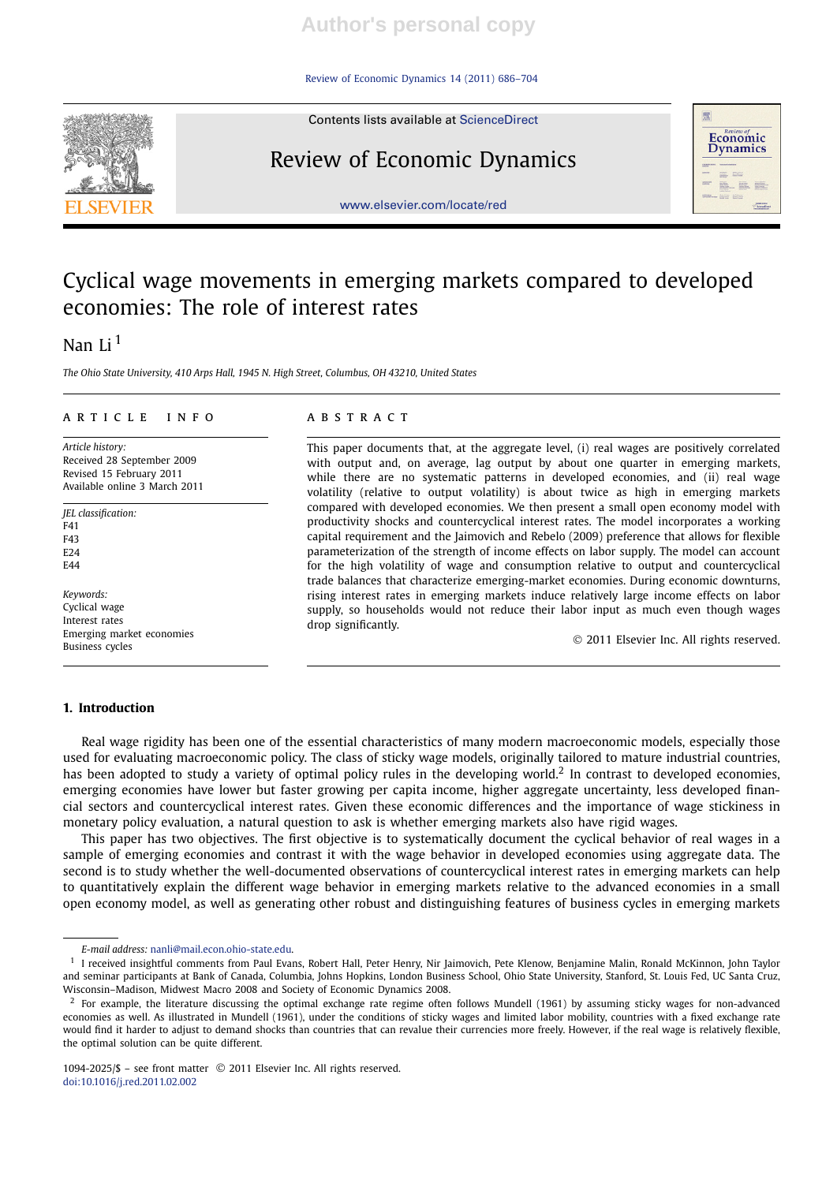# Cyclical wage movements in emerging markets compared to developed economies: The role of interest rates

Nan Li [1]

*The Ohio State University, 410 Arps Hall, 1945 N. High Street, Columbus, OH 43210, United States*

**ARTICLE INFO**

*Article history:*
Received 28 September 2009
Revised 15 February 2011
Available online 3 March 2011

*JEL classification:*
F41
F43
E24
E44

*Keywords:*
Cyclical wage
Interest rates
Emerging market economies
Business cycles

**ABSTRACT**

This paper documents that, at the aggregate level, (i) real wages are positively correlated with output and, on average, lag output by about one quarter in emerging markets, while there are no systematic patterns in developed economies, and (ii) real wage volatility (relative to output volatility) is about twice as high in emerging markets compared with developed economies. We then present a small open economy model with productivity shocks and countercyclical interest rates. The model incorporates a working capital requirement and the Jaimovich and Rebelo (2009) preference that allows for flexible parameterization of the strength of income effects on labor supply. The model can account for the high volatility of wage and consumption relative to output and countercyclical trade balances that characterize emerging-market economies. During economic downturns, rising interest rates in emerging markets induce relatively large income effects on labor supply, so households would not reduce their labor input as much even though wages drop significantly.

© 2011 Elsevier Inc. All rights reserved.

## 1. Introduction

Real wage rigidity has been one of the essential characteristics of many modern macroeconomic models, especially those used for evaluating macroeconomic policy. The class of sticky wage models, originally tailored to mature industrial countries, has been adopted to study a variety of optimal policy rules in the developing world.[2] In contrast to developed economies, emerging economies have lower but faster growing per capita income, higher aggregate uncertainty, less developed financial sectors and countercyclical interest rates. Given these economic differences and the importance of wage stickiness in monetary policy evaluation, a natural question to ask is whether emerging markets also have rigid wages.

This paper has two objectives. The first objective is to systematically document the cyclical behavior of real wages in a sample of emerging economies and contrast it with the wage behavior in developed economies using aggregate data. The second is to study whether the well-documented observations of countercyclical interest rates in emerging markets can help to quantitatively explain the different wage behavior in emerging markets relative to the advanced economies in a small open economy model, as well as generating other robust and distinguishing features of business cycles in emerging markets

---

E-mail address: nanli@mail.econ.ohio-state.edu.

[1] I received insightful comments from Paul Evans, Robert Hall, Peter Henry, Nir Jaimovich, Pete Klenow, Benjamine Malin, Ronald McKinnon, John Taylor and seminar participants at Bank of Canada, Columbia, Johns Hopkins, London Business School, Ohio State University, Stanford, St. Louis Fed, UC Santa Cruz, Wisconsin–Madison, Midwest Macro 2008 and Society of Economic Dynamics 2008.

[2] For example, the literature discussing the optimal exchange rate regime often follows Mundell (1961) by assuming sticky wages for non-advanced economies as well. As illustrated in Mundell (1961), under the conditions of sticky wages and limited labor mobility, countries with a fixed exchange rate would find it harder to adjust to demand shocks than countries that can revalue their currencies more freely. However, if the real wage is relatively flexible, the optimal solution can be quite different.

1094-2025/$ – see front matter © 2011 Elsevier Inc. All rights reserved.
doi:10.1016/j.red.2011.02.002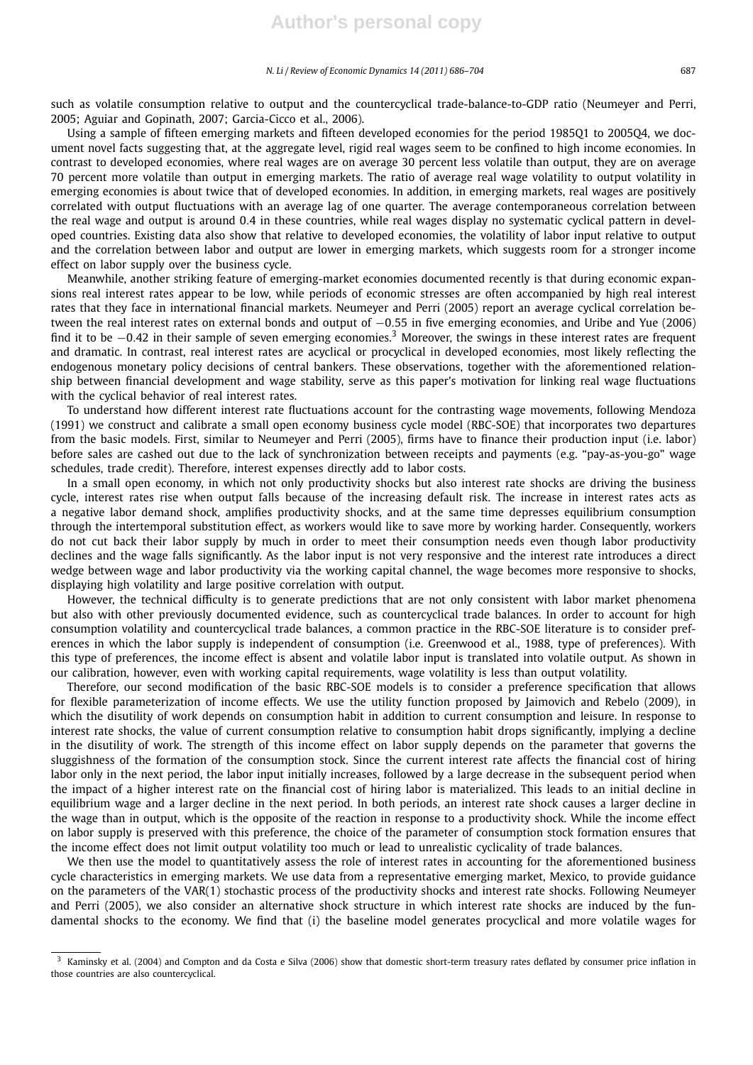such as volatile consumption relative to output and the countercyclical trade-balance-to-GDP ratio (Neumeyer and Perri, 2005; Aguiar and Gopinath, 2007; Garcia-Cicco et al., 2006).

Using a sample of fifteen emerging markets and fifteen developed economies for the period 1985Q1 to 2005Q4, we document novel facts suggesting that, at the aggregate level, rigid real wages seem to be confined to high income economies. In contrast to developed economies, where real wages are on average 30 percent less volatile than output, they are on average 70 percent more volatile than output in emerging markets. The ratio of average real wage volatility to output volatility in emerging economies is about twice that of developed economies. In addition, in emerging markets, real wages are positively correlated with output fluctuations with an average lag of one quarter. The average contemporaneous correlation between the real wage and output is around 0.4 in these countries, while real wages display no systematic cyclical pattern in developed countries. Existing data also show that relative to developed economies, the volatility of labor input relative to output and the correlation between labor and output are lower in emerging markets, which suggests room for a stronger income effect on labor supply over the business cycle.

Meanwhile, another striking feature of emerging-market economies documented recently is that during economic expansions real interest rates appear to be low, while periods of economic stresses are often accompanied by high real interest rates that they face in international financial markets. Neumeyer and Perri (2005) report an average cyclical correlation between the real interest rates on external bonds and output of −0.55 in five emerging economies, and Uribe and Yue (2006) find it to be −0.42 in their sample of seven emerging economies.[3] Moreover, the swings in these interest rates are frequent and dramatic. In contrast, real interest rates are acyclical or procyclical in developed economies, most likely reflecting the endogenous monetary policy decisions of central bankers. These observations, together with the aforementioned relationship between financial development and wage stability, serve as this paper's motivation for linking real wage fluctuations with the cyclical behavior of real interest rates.

To understand how different interest rate fluctuations account for the contrasting wage movements, following Mendoza (1991) we construct and calibrate a small open economy business cycle model (RBC-SOE) that incorporates two departures from the basic models. First, similar to Neumeyer and Perri (2005), firms have to finance their production input (i.e. labor) before sales are cashed out due to the lack of synchronization between receipts and payments (e.g. "pay-as-you-go" wage schedules, trade credit). Therefore, interest expenses directly add to labor costs.

In a small open economy, in which not only productivity shocks but also interest rate shocks are driving the business cycle, interest rates rise when output falls because of the increasing default risk. The increase in interest rates acts as a negative labor demand shock, amplifies productivity shocks, and at the same time depresses equilibrium consumption through the intertemporal substitution effect, as workers would like to save more by working harder. Consequently, workers do not cut back their labor supply by much in order to meet their consumption needs even though labor productivity declines and the wage falls significantly. As the labor input is not very responsive and the interest rate introduces a direct wedge between wage and labor productivity via the working capital channel, the wage becomes more responsive to shocks, displaying high volatility and large positive correlation with output.

However, the technical difficulty is to generate predictions that are not only consistent with labor market phenomena but also with other previously documented evidence, such as countercyclical trade balances. In order to account for high consumption volatility and countercyclical trade balances, a common practice in the RBC-SOE literature is to consider preferences in which the labor supply is independent of consumption (i.e. Greenwood et al., 1988, type of preferences). With this type of preferences, the income effect is absent and volatile labor input is translated into volatile output. As shown in our calibration, however, even with working capital requirements, wage volatility is less than output volatility.

Therefore, our second modification of the basic RBC-SOE models is to consider a preference specification that allows for flexible parameterization of income effects. We use the utility function proposed by Jaimovich and Rebelo (2009), in which the disutility of work depends on consumption habit in addition to current consumption and leisure. In response to interest rate shocks, the value of current consumption relative to consumption habit drops significantly, implying a decline in the disutility of work. The strength of this income effect on labor supply depends on the parameter that governs the sluggishness of the formation of the consumption stock. Since the current interest rate affects the financial cost of hiring labor only in the next period, the labor input initially increases, followed by a large decrease in the subsequent period when the impact of a higher interest rate on the financial cost of hiring labor is materialized. This leads to an initial decline in equilibrium wage and a larger decline in the next period. In both periods, an interest rate shock causes a larger decline in the wage than in output, which is the opposite of the reaction in response to a productivity shock. While the income effect on labor supply is preserved with this preference, the choice of the parameter of consumption stock formation ensures that the income effect does not limit output volatility too much or lead to unrealistic cyclicality of trade balances.

We then use the model to quantitatively assess the role of interest rates in accounting for the aforementioned business cycle characteristics in emerging markets. We use data from a representative emerging market, Mexico, to provide guidance on the parameters of the VAR(1) stochastic process of the productivity shocks and interest rate shocks. Following Neumeyer and Perri (2005), we also consider an alternative shock structure in which interest rate shocks are induced by the fundamental shocks to the economy. We find that (i) the baseline model generates procyclical and more volatile wages for

[3] Kaminsky et al. (2004) and Compton and da Costa e Silva (2006) show that domestic short-term treasury rates deflated by consumer price inflation in those countries are also countercyclical.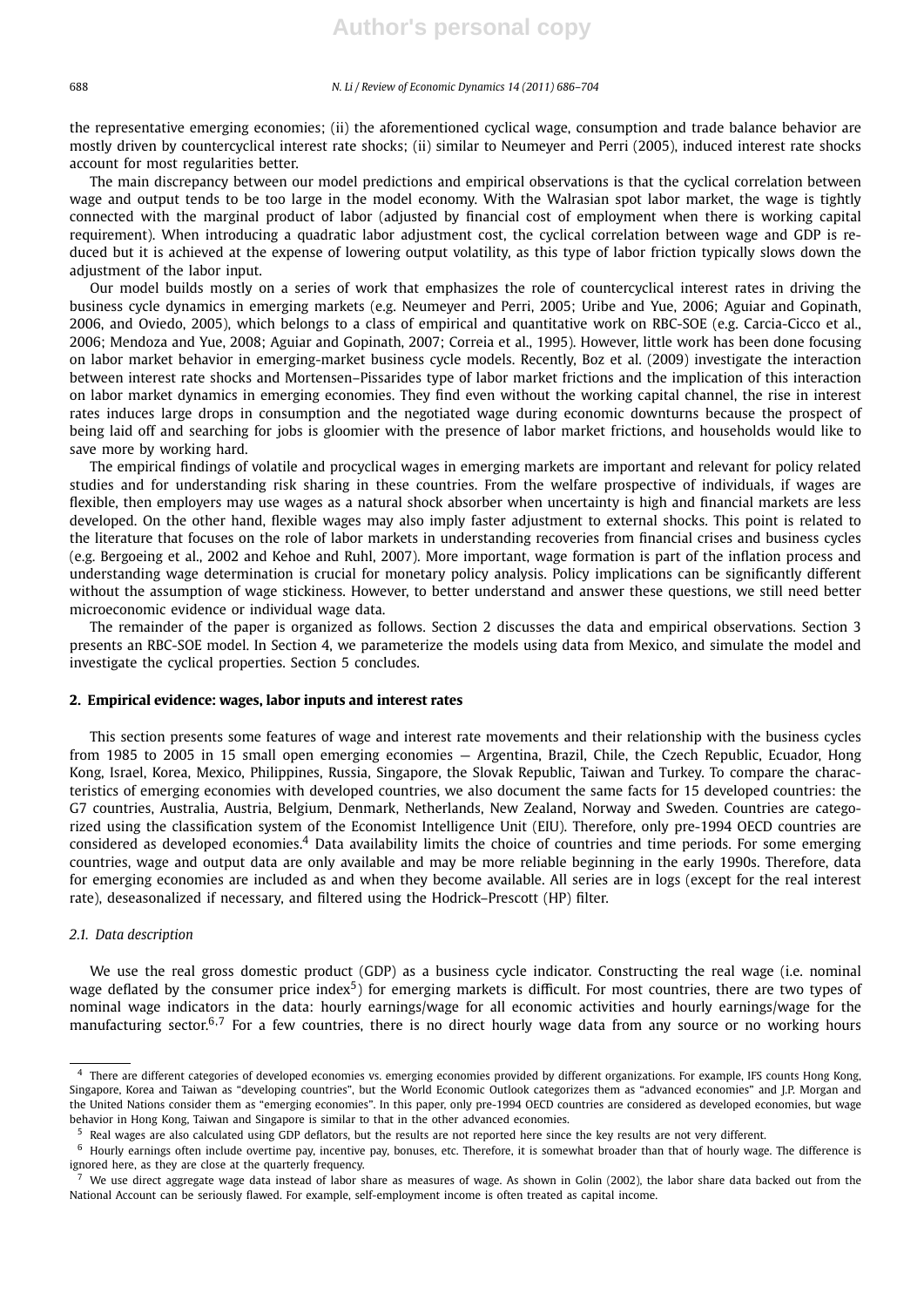the representative emerging economies; (ii) the aforementioned cyclical wage, consumption and trade balance behavior are mostly driven by countercyclical interest rate shocks; (ii) similar to Neumeyer and Perri (2005), induced interest rate shocks account for most regularities better.

The main discrepancy between our model predictions and empirical observations is that the cyclical correlation between wage and output tends to be too large in the model economy. With the Walrasian spot labor market, the wage is tightly connected with the marginal product of labor (adjusted by financial cost of employment when there is working capital requirement). When introducing a quadratic labor adjustment cost, the cyclical correlation between wage and GDP is reduced but it is achieved at the expense of lowering output volatility, as this type of labor friction typically slows down the adjustment of the labor input.

Our model builds mostly on a series of work that emphasizes the role of countercyclical interest rates in driving the business cycle dynamics in emerging markets (e.g. Neumeyer and Perri, 2005; Uribe and Yue, 2006; Aguiar and Gopinath, 2006, and Oviedo, 2005), which belongs to a class of empirical and quantitative work on RBC-SOE (e.g. Carcia-Cicco et al., 2006; Mendoza and Yue, 2008; Aguiar and Gopinath, 2007; Correia et al., 1995). However, little work has been done focusing on labor market behavior in emerging-market business cycle models. Recently, Boz et al. (2009) investigate the interaction between interest rate shocks and Mortensen–Pissarides type of labor market frictions and the implication of this interaction on labor market dynamics in emerging economies. They find even without the working capital channel, the rise in interest rates induces large drops in consumption and the negotiated wage during economic downturns because the prospect of being laid off and searching for jobs is gloomier with the presence of labor market frictions, and households would like to save more by working hard.

The empirical findings of volatile and procyclical wages in emerging markets are important and relevant for policy related studies and for understanding risk sharing in these countries. From the welfare prospective of individuals, if wages are flexible, then employers may use wages as a natural shock absorber when uncertainty is high and financial markets are less developed. On the other hand, flexible wages may also imply faster adjustment to external shocks. This point is related to the literature that focuses on the role of labor markets in understanding recoveries from financial crises and business cycles (e.g. Bergoeing et al., 2002 and Kehoe and Ruhl, 2007). More important, wage formation is part of the inflation process and understanding wage determination is crucial for monetary policy analysis. Policy implications can be significantly different without the assumption of wage stickiness. However, to better understand and answer these questions, we still need better microeconomic evidence or individual wage data.

The remainder of the paper is organized as follows. Section 2 discusses the data and empirical observations. Section 3 presents an RBC-SOE model. In Section 4, we parameterize the models using data from Mexico, and simulate the model and investigate the cyclical properties. Section 5 concludes.

## 2. Empirical evidence: wages, labor inputs and interest rates

This section presents some features of wage and interest rate movements and their relationship with the business cycles from 1985 to 2005 in 15 small open emerging economies — Argentina, Brazil, Chile, the Czech Republic, Ecuador, Hong Kong, Israel, Korea, Mexico, Philippines, Russia, Singapore, the Slovak Republic, Taiwan and Turkey. To compare the characteristics of emerging economies with developed countries, we also document the same facts for 15 developed countries: the G7 countries, Australia, Austria, Belgium, Denmark, Netherlands, New Zealand, Norway and Sweden. Countries are categorized using the classification system of the Economist Intelligence Unit (EIU). Therefore, only pre-1994 OECD countries are considered as developed economies.[4] Data availability limits the choice of countries and time periods. For some emerging countries, wage and output data are only available and may be more reliable beginning in the early 1990s. Therefore, data for emerging economies are included as and when they become available. All series are in logs (except for the real interest rate), deseasonalized if necessary, and filtered using the Hodrick–Prescott (HP) filter.

### 2.1. Data description

We use the real gross domestic product (GDP) as a business cycle indicator. Constructing the real wage (i.e. nominal wage deflated by the consumer price index[5]) for emerging markets is difficult. For most countries, there are two types of nominal wage indicators in the data: hourly earnings/wage for all economic activities and hourly earnings/wage for the manufacturing sector.[6,7] For a few countries, there is no direct hourly wage data from any source or no working hours

---

[4] There are different categories of developed economies vs. emerging economies provided by different organizations. For example, IFS counts Hong Kong, Singapore, Korea and Taiwan as "developing countries", but the World Economic Outlook categorizes them as "advanced economies" and J.P. Morgan and the United Nations consider them as "emerging economies". In this paper, only pre-1994 OECD countries are considered as developed economies, but wage behavior in Hong Kong, Taiwan and Singapore is similar to that in the other advanced economies.

[5] Real wages are also calculated using GDP deflators, but the results are not reported here since the key results are not very different.

[6] Hourly earnings often include overtime pay, incentive pay, bonuses, etc. Therefore, it is somewhat broader than that of hourly wage. The difference is ignored here, as they are close at the quarterly frequency.

[7] We use direct aggregate wage data instead of labor share as measures of wage. As shown in Golin (2002), the labor share data backed out from the National Account can be seriously flawed. For example, self-employment income is often treated as capital income.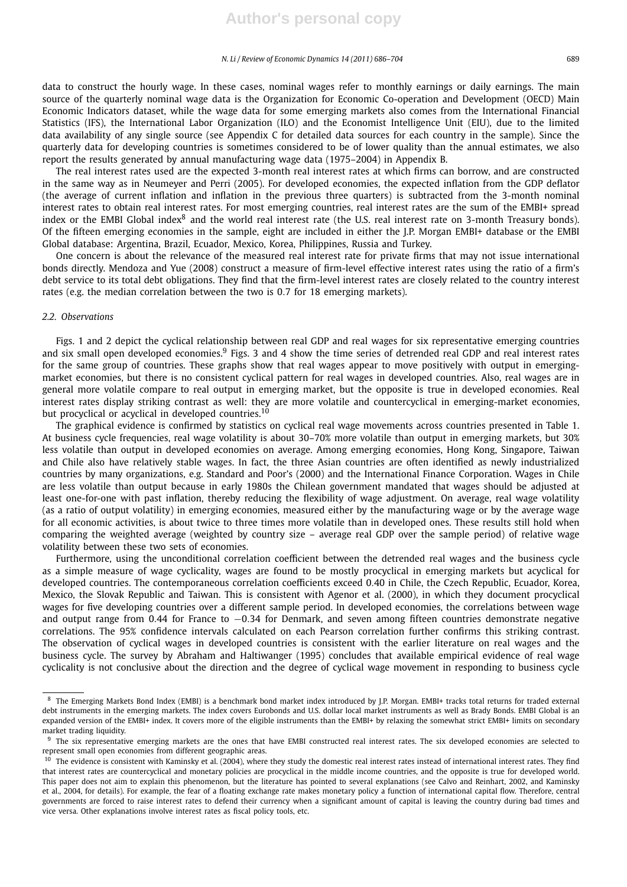data to construct the hourly wage. In these cases, nominal wages refer to monthly earnings or daily earnings. The main source of the quarterly nominal wage data is the Organization for Economic Co-operation and Development (OECD) Main Economic Indicators dataset, while the wage data for some emerging markets also comes from the International Financial Statistics (IFS), the International Labor Organization (ILO) and the Economist Intelligence Unit (EIU), due to the limited data availability of any single source (see Appendix C for detailed data sources for each country in the sample). Since the quarterly data for developing countries is sometimes considered to be of lower quality than the annual estimates, we also report the results generated by annual manufacturing wage data (1975–2004) in Appendix B.

The real interest rates used are the expected 3-month real interest rates at which firms can borrow, and are constructed in the same way as in Neumeyer and Perri (2005). For developed economies, the expected inflation from the GDP deflator (the average of current inflation and inflation in the previous three quarters) is subtracted from the 3-month nominal interest rates to obtain real interest rates. For most emerging countries, real interest rates are the sum of the EMBI+ spread index or the EMBI Global index[8] and the world real interest rate (the U.S. real interest rate on 3-month Treasury bonds). Of the fifteen emerging economies in the sample, eight are included in either the J.P. Morgan EMBI+ database or the EMBI Global database: Argentina, Brazil, Ecuador, Mexico, Korea, Philippines, Russia and Turkey.

One concern is about the relevance of the measured real interest rate for private firms that may not issue international bonds directly. Mendoza and Yue (2008) construct a measure of firm-level effective interest rates using the ratio of a firm's debt service to its total debt obligations. They find that the firm-level interest rates are closely related to the country interest rates (e.g. the median correlation between the two is 0.7 for 18 emerging markets).

### 2.2. Observations

Figs. 1 and 2 depict the cyclical relationship between real GDP and real wages for six representative emerging countries and six small open developed economies.[9] Figs. 3 and 4 show the time series of detrended real GDP and real interest rates for the same group of countries. These graphs show that real wages appear to move positively with output in emerging-market economies, but there is no consistent cyclical pattern for real wages in developed countries. Also, real wages are in general more volatile compare to real output in emerging market, but the opposite is true in developed economies. Real interest rates display striking contrast as well: they are more volatile and countercyclical in emerging-market economies, but procyclical or acyclical in developed countries.[10]

The graphical evidence is confirmed by statistics on cyclical real wage movements across countries presented in Table 1. At business cycle frequencies, real wage volatility is about 30–70% more volatile than output in emerging markets, but 30% less volatile than output in developed economies on average. Among emerging economies, Hong Kong, Singapore, Taiwan and Chile also have relatively stable wages. In fact, the three Asian countries are often identified as newly industrialized countries by many organizations, e.g. Standard and Poor's (2000) and the International Finance Corporation. Wages in Chile are less volatile than output because in early 1980s the Chilean government mandated that wages should be adjusted at least one-for-one with past inflation, thereby reducing the flexibility of wage adjustment. On average, real wage volatility (as a ratio of output volatility) in emerging economies, measured either by the manufacturing wage or by the average wage for all economic activities, is about twice to three times more volatile than in developed ones. These results still hold when comparing the weighted average (weighted by country size – average real GDP over the sample period) of relative wage volatility between these two sets of economies.

Furthermore, using the unconditional correlation coefficient between the detrended real wages and the business cycle as a simple measure of wage cyclicality, wages are found to be mostly procyclical in emerging markets but acyclical for developed countries. The contemporaneous correlation coefficients exceed 0.40 in Chile, the Czech Republic, Ecuador, Korea, Mexico, the Slovak Republic and Taiwan. This is consistent with Agenor et al. (2000), in which they document procyclical wages for five developing countries over a different sample period. In developed economies, the correlations between wage and output range from 0.44 for France to −0.34 for Denmark, and seven among fifteen countries demonstrate negative correlations. The 95% confidence intervals calculated on each Pearson correlation further confirms this striking contrast. The observation of cyclical wages in developed countries is consistent with the earlier literature on real wages and the business cycle. The survey by Abraham and Haltiwanger (1995) concludes that available empirical evidence of real wage cyclicality is not conclusive about the direction and the degree of cyclical wage movement in responding to business cycle

[8] The Emerging Markets Bond Index (EMBI) is a benchmark bond market index introduced by J.P. Morgan. EMBI+ tracks total returns for traded external debt instruments in the emerging markets. The index covers Eurobonds and U.S. dollar local market instruments as well as Brady Bonds. EMBI Global is an expanded version of the EMBI+ index. It covers more of the eligible instruments than the EMBI+ by relaxing the somewhat strict EMBI+ limits on secondary market trading liquidity.

[9] The six representative emerging markets are the ones that have EMBI constructed real interest rates. The six developed economies are selected to represent small open economies from different geographic areas.

[10] The evidence is consistent with Kaminsky et al. (2004), where they study the domestic real interest rates instead of international interest rates. They find that interest rates are countercyclical and monetary policies are procyclical in the middle income countries, and the opposite is true for developed world. This paper does not aim to explain this phenomenon, but the literature has pointed to several explanations (see Calvo and Reinhart, 2002, and Kaminsky et al., 2004, for details). For example, the fear of a floating exchange rate makes monetary policy a function of international capital flow. Therefore, central governments are forced to raise interest rates to defend their currency when a significant amount of capital is leaving the country during bad times and vice versa. Other explanations involve interest rates as fiscal policy tools, etc.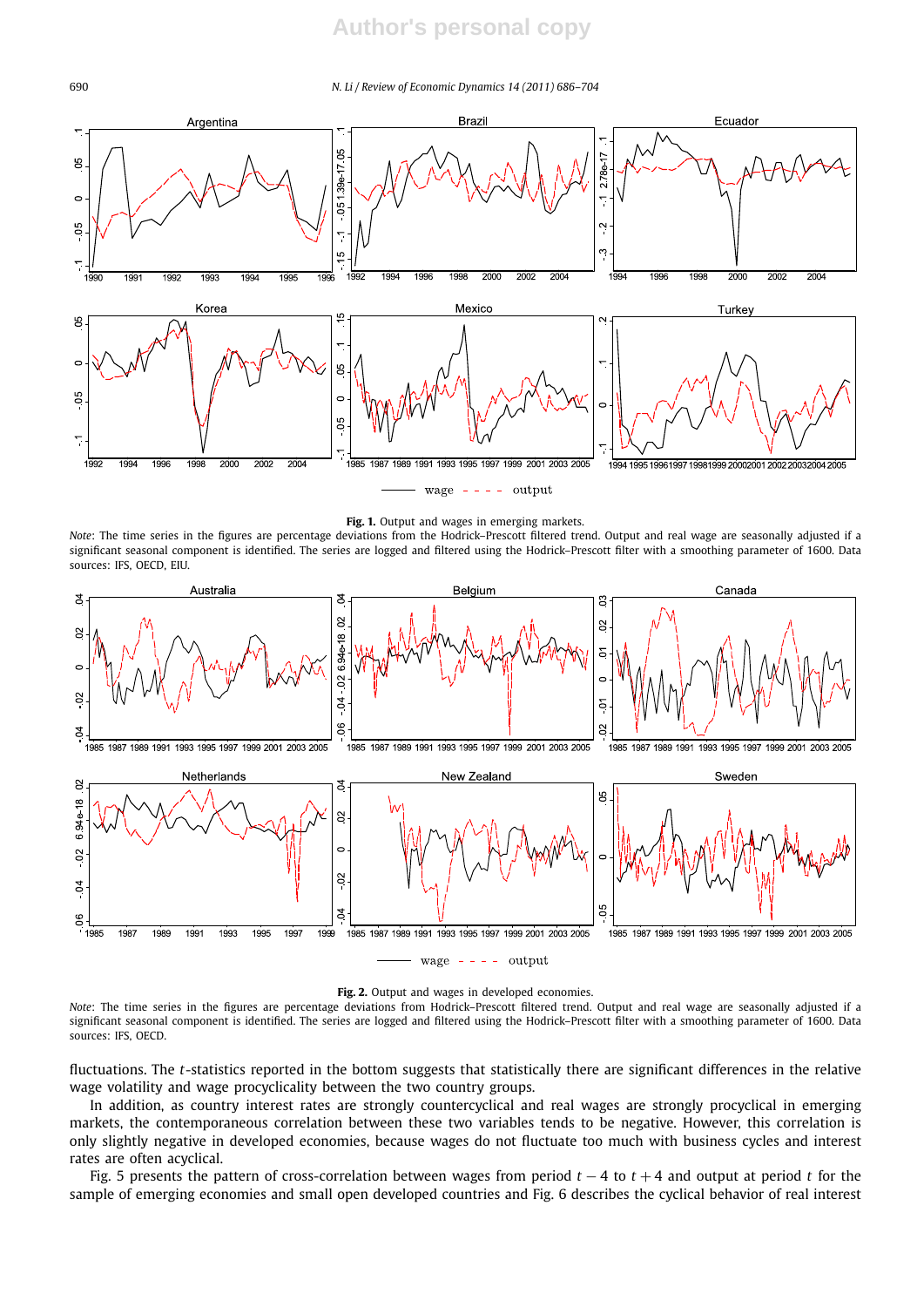**Fig. 1.** Output and wages in emerging markets.

*Note*: The time series in the figures are percentage deviations from the Hodrick–Prescott filtered trend. Output and real wage are seasonally adjusted if a significant seasonal component is identified. The series are logged and filtered using the Hodrick–Prescott filter with a smoothing parameter of 1600. Data sources: IFS, OECD, EIU.

**Fig. 2.** Output and wages in developed economies.

*Note*: The time series in the figures are percentage deviations from Hodrick–Prescott filtered trend. Output and real wage are seasonally adjusted if a significant seasonal component is identified. The series are logged and filtered using the Hodrick–Prescott filter with a smoothing parameter of 1600. Data sources: IFS, OECD.

fluctuations. The $t$-statistics reported in the bottom suggests that statistically there are significant differences in the relative wage volatility and wage procyclicality between the two country groups.

In addition, as country interest rates are strongly countercyclical and real wages are strongly procyclical in emerging markets, the contemporaneous correlation between these two variables tends to be negative. However, this correlation is only slightly negative in developed economies, because wages do not fluctuate too much with business cycles and interest rates are often acyclical.

Fig. 5 presents the pattern of cross-correlation between wages from period $t-4$ to $t+4$ and output at period $t$ for the sample of emerging economies and small open developed countries and Fig. 6 describes the cyclical behavior of real interest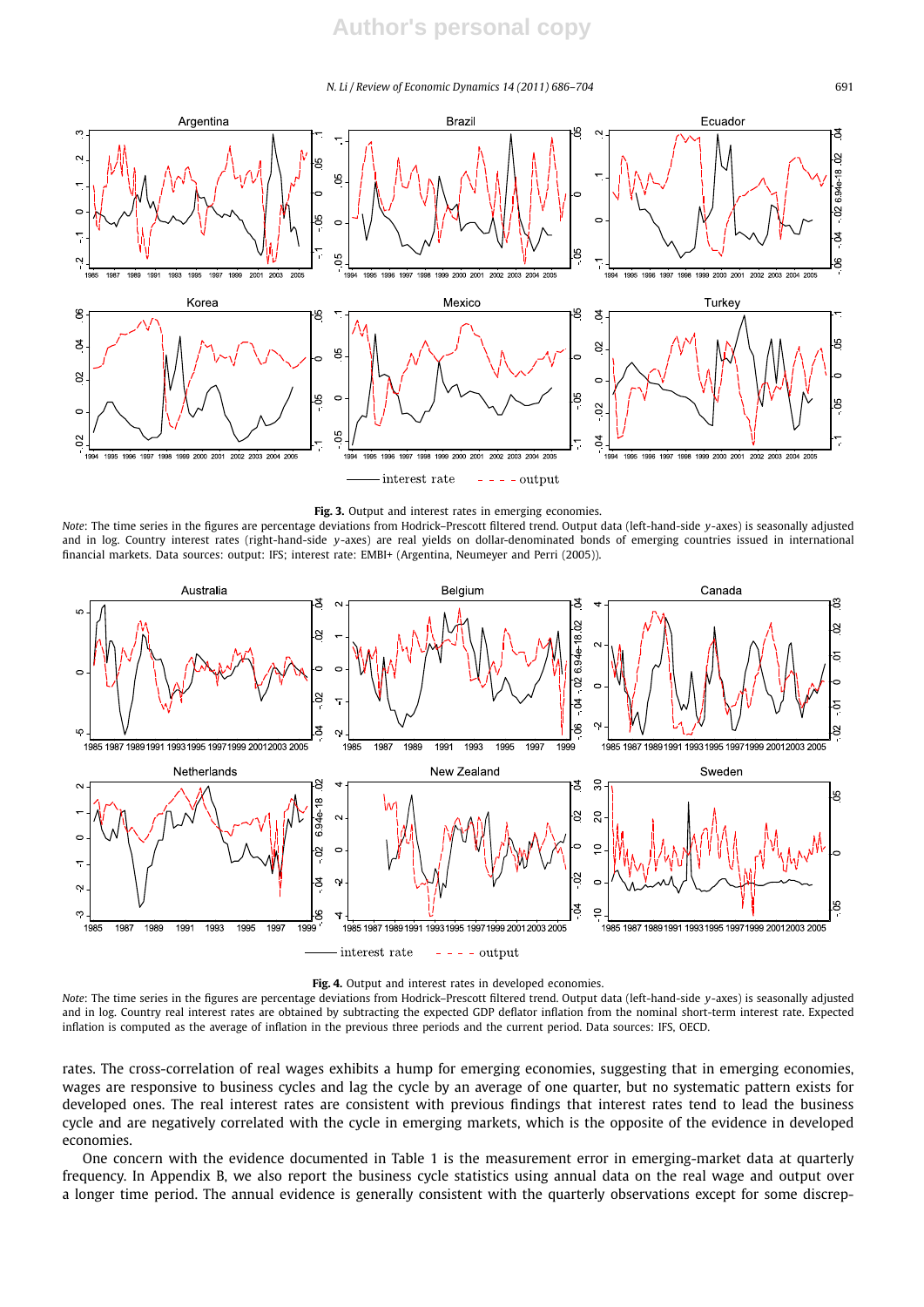**Fig. 3.** Output and interest rates in emerging economies.

*Note*: The time series in the figures are percentage deviations from Hodrick–Prescott filtered trend. Output data (left-hand-side *y*-axes) is seasonally adjusted and in log. Country interest rates (right-hand-side *y*-axes) are real yields on dollar-denominated bonds of emerging countries issued in international financial markets. Data sources: output: IFS; interest rate: EMBI+ (Argentina, Neumeyer and Perri (2005)).

**Fig. 4.** Output and interest rates in developed economies.

*Note*: The time series in the figures are percentage deviations from Hodrick–Prescott filtered trend. Output data (left-hand-side *y*-axes) is seasonally adjusted and in log. Country real interest rates are obtained by subtracting the expected GDP deflator inflation from the nominal short-term interest rate. Expected inflation is computed as the average of inflation in the previous three periods and the current period. Data sources: IFS, OECD.

rates. The cross-correlation of real wages exhibits a hump for emerging economies, suggesting that in emerging economies, wages are responsive to business cycles and lag the cycle by an average of one quarter, but no systematic pattern exists for developed ones. The real interest rates are consistent with previous findings that interest rates tend to lead the business cycle and are negatively correlated with the cycle in emerging markets, which is the opposite of the evidence in developed economies.

One concern with the evidence documented in Table 1 is the measurement error in emerging-market data at quarterly frequency. In Appendix B, we also report the business cycle statistics using annual data on the real wage and output over a longer time period. The annual evidence is generally consistent with the quarterly observations except for some discrep-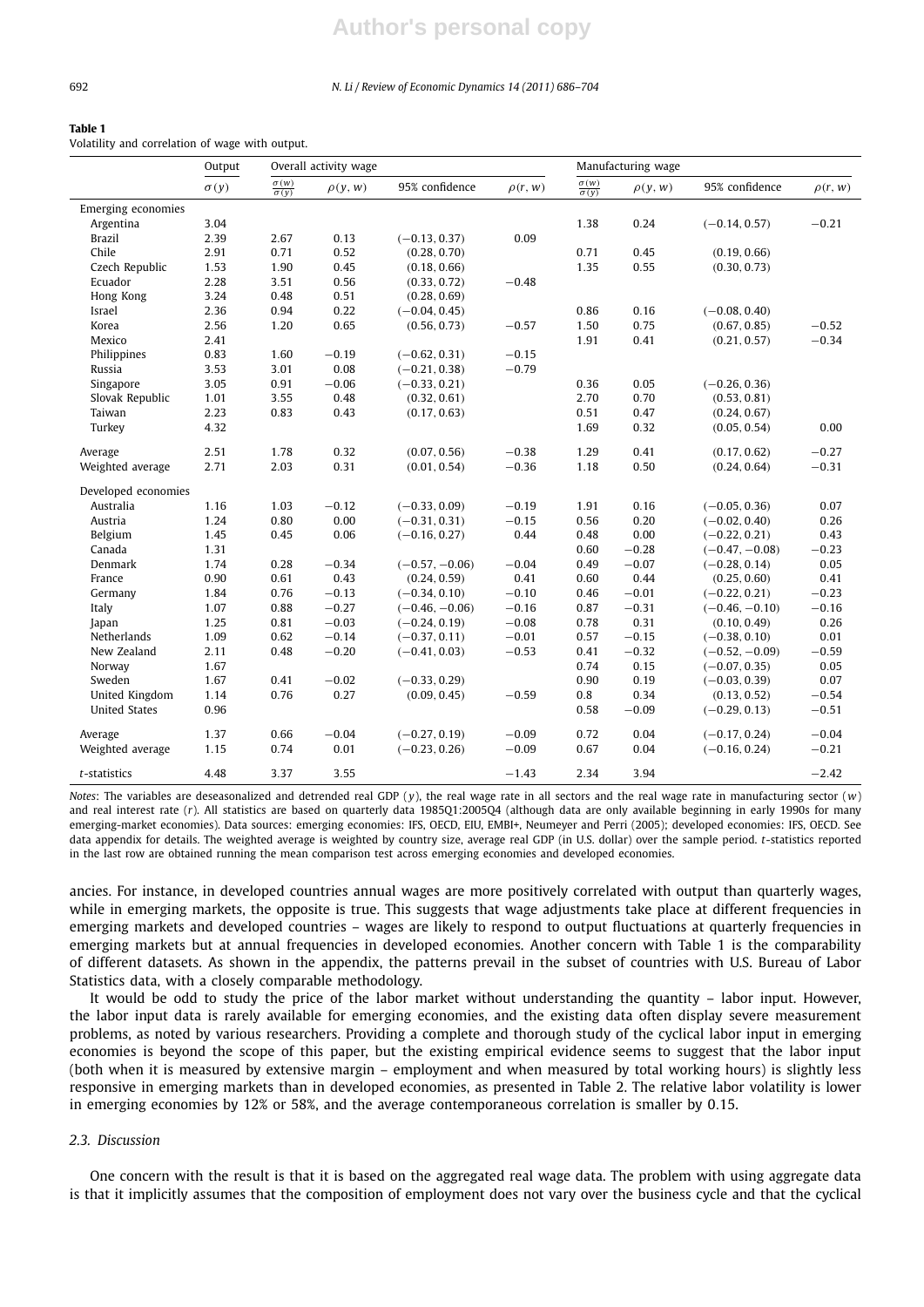**Table 1**
Volatility and correlation of wage with output.

| | Output | Overall activity wage | | | | Manufacturing wage | | | |
|---|---|---|---|---|---|---|---|---|---|
| | $\sigma(y)$ | $\frac{\sigma(w)}{\sigma(y)}$ | $\rho(y,w)$ | 95% confidence | $\rho(r,w)$ | $\frac{\sigma(w)}{\sigma(y)}$ | $\rho(y,w)$ | 95% confidence | $\rho(r,w)$ |
| Emerging economies | | | | | | | | | |
| Argentina | 3.04 | | | | | 1.38 | 0.24 | (−0.14, 0.57) | −0.21 |
| Brazil | 2.39 | 2.67 | 0.13 | (−0.13, 0.37) | 0.09 | | | | |
| Chile | 2.91 | 0.71 | 0.52 | (0.28, 0.70) | | 0.71 | 0.45 | (0.19, 0.66) | |
| Czech Republic | 1.53 | 1.90 | 0.45 | (0.18, 0.66) | | 1.35 | 0.55 | (0.30, 0.73) | |
| Ecuador | 2.28 | 3.51 | 0.56 | (0.33, 0.72) | −0.48 | | | | |
| Hong Kong | 3.24 | 0.48 | 0.51 | (0.28, 0.69) | | | | | |
| Israel | 2.36 | 0.94 | 0.22 | (−0.04, 0.45) | | 0.86 | 0.16 | (−0.08, 0.40) | |
| Korea | 2.56 | 1.20 | 0.65 | (0.56, 0.73) | −0.57 | 1.50 | 0.75 | (0.67, 0.85) | −0.52 |
| Mexico | 2.41 | | | | | 1.91 | 0.41 | (0.21, 0.57) | −0.34 |
| Philippines | 0.83 | 1.60 | −0.19 | (−0.62, 0.31) | −0.15 | | | | |
| Russia | 3.53 | 3.01 | 0.08 | (−0.21, 0.38) | −0.79 | | | | |
| Singapore | 3.05 | 0.91 | −0.06 | (−0.33, 0.21) | | 0.36 | 0.05 | (−0.26, 0.36) | |
| Slovak Republic | 1.01 | 3.55 | 0.48 | (0.32, 0.61) | | 2.70 | 0.70 | (0.53, 0.81) | |
| Taiwan | 2.23 | 0.83 | 0.43 | (0.17, 0.63) | | 0.51 | 0.47 | (0.24, 0.67) | |
| Turkey | 4.32 | | | | | 1.69 | 0.32 | (0.05, 0.54) | 0.00 |
| Average | 2.51 | 1.78 | 0.32 | (0.07, 0.56) | −0.38 | 1.29 | 0.41 | (0.17, 0.62) | −0.27 |
| Weighted average | 2.71 | 2.03 | 0.31 | (0.01, 0.54) | −0.36 | 1.18 | 0.50 | (0.24, 0.64) | −0.31 |
| Developed economies | | | | | | | | | |
| Australia | 1.16 | 1.03 | −0.12 | (−0.33, 0.09) | −0.19 | 1.91 | 0.16 | (−0.05, 0.36) | 0.07 |
| Austria | 1.24 | 0.80 | 0.00 | (−0.31, 0.31) | −0.15 | 0.56 | 0.20 | (−0.02, 0.40) | 0.26 |
| Belgium | 1.45 | 0.45 | 0.06 | (−0.16, 0.27) | 0.44 | 0.48 | 0.00 | (−0.22, 0.21) | 0.43 |
| Canada | 1.31 | | | | | 0.60 | −0.28 | (−0.47, −0.08) | −0.23 |
| Denmark | 1.74 | 0.28 | −0.34 | (−0.57, −0.06) | −0.04 | 0.49 | −0.07 | (−0.28, 0.14) | 0.05 |
| France | 0.90 | 0.61 | 0.43 | (0.24, 0.59) | 0.41 | 0.60 | 0.44 | (0.25, 0.60) | 0.41 |
| Germany | 1.84 | 0.76 | −0.13 | (−0.34, 0.10) | −0.10 | 0.46 | −0.01 | (−0.22, 0.21) | −0.23 |
| Italy | 1.07 | 0.88 | −0.27 | (−0.46, −0.06) | −0.16 | 0.87 | −0.31 | (−0.46, −0.10) | −0.16 |
| Japan | 1.25 | 0.81 | −0.03 | (−0.24, 0.19) | −0.08 | 0.78 | 0.31 | (0.10, 0.49) | 0.26 |
| Netherlands | 1.09 | 0.62 | −0.14 | (−0.37, 0.11) | −0.01 | 0.57 | −0.15 | (−0.38, 0.10) | 0.01 |
| New Zealand | 2.11 | 0.48 | −0.20 | (−0.41, 0.03) | −0.53 | 0.41 | −0.32 | (−0.52, −0.09) | −0.59 |
| Norway | 1.67 | | | | | 0.74 | 0.15 | (−0.07, 0.35) | 0.05 |
| Sweden | 1.67 | 0.41 | −0.02 | (−0.33, 0.29) | | 0.90 | 0.19 | (−0.03, 0.39) | 0.07 |
| United Kingdom | 1.14 | 0.76 | 0.27 | (0.09, 0.45) | −0.59 | 0.8 | 0.34 | (0.13, 0.52) | −0.54 |
| United States | 0.96 | | | | | 0.58 | −0.09 | (−0.29, 0.13) | −0.51 |
| Average | 1.37 | 0.66 | −0.04 | (−0.27, 0.19) | −0.09 | 0.72 | 0.04 | (−0.17, 0.24) | −0.04 |
| Weighted average | 1.15 | 0.74 | 0.01 | (−0.23, 0.26) | −0.09 | 0.67 | 0.04 | (−0.16, 0.24) | −0.21 |
| *t*-statistics | 4.48 | 3.37 | 3.55 | | −1.43 | 2.34 | 3.94 | | −2.42 |

*Notes*: The variables are deseasonalized and detrended real GDP ($y$), the real wage rate in all sectors and the real wage rate in manufacturing sector ($w$) and real interest rate ($r$). All statistics are based on quarterly data 1985Q1:2005Q4 (although data are only available beginning in early 1990s for many emerging-market economies). Data sources: emerging economies: IFS, OECD, EIU, EMBI+, Neumeyer and Perri (2005); developed economies: IFS, OECD. See data appendix for details. The weighted average is weighted by country size, average real GDP (in U.S. dollar) over the sample period. *t*-statistics reported in the last row are obtained running the mean comparison test across emerging economies and developed economies.

ancies. For instance, in developed countries annual wages are more positively correlated with output than quarterly wages, while in emerging markets, the opposite is true. This suggests that wage adjustments take place at different frequencies in emerging markets and developed countries – wages are likely to respond to output fluctuations at quarterly frequencies in emerging markets but at annual frequencies in developed economies. Another concern with Table 1 is the comparability of different datasets. As shown in the appendix, the patterns prevail in the subset of countries with U.S. Bureau of Labor Statistics data, with a closely comparable methodology.

It would be odd to study the price of the labor market without understanding the quantity – labor input. However, the labor input data is rarely available for emerging economies, and the existing data often display severe measurement problems, as noted by various researchers. Providing a complete and thorough study of the cyclical labor input in emerging economies is beyond the scope of this paper, but the existing empirical evidence seems to suggest that the labor input (both when it is measured by extensive margin – employment and when measured by total working hours) is slightly less responsive in emerging markets than in developed economies, as presented in Table 2. The relative labor volatility is lower in emerging economies by 12% or 58%, and the average contemporaneous correlation is smaller by 0.15.

### 2.3. Discussion

One concern with the result is that it is based on the aggregated real wage data. The problem with using aggregate data is that it implicitly assumes that the composition of employment does not vary over the business cycle and that the cyclical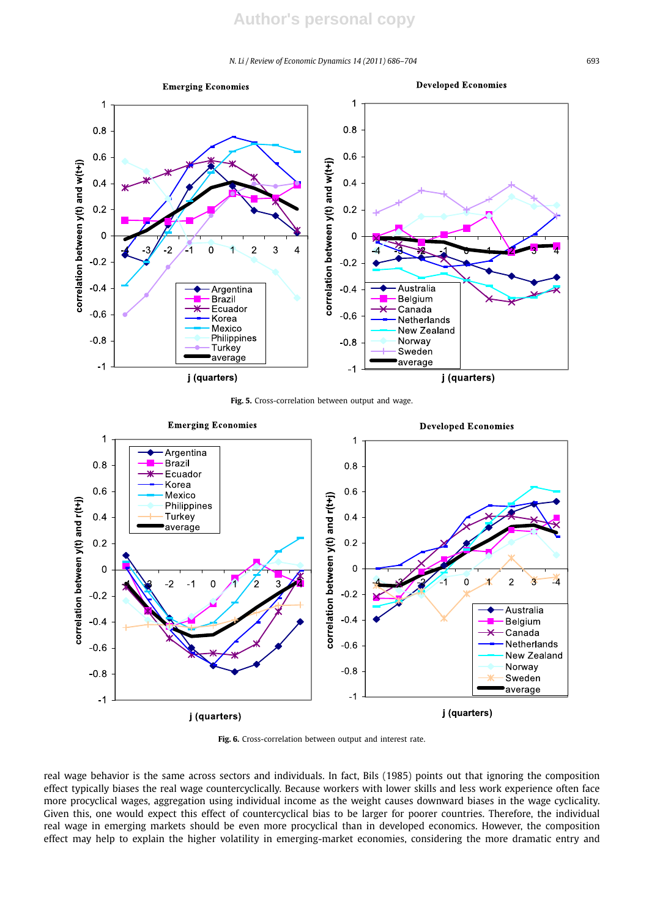Fig. 5. Cross-correlation between output and wage.

Fig. 6. Cross-correlation between output and interest rate.

real wage behavior is the same across sectors and individuals. In fact, Bils (1985) points out that ignoring the composition effect typically biases the real wage countercyclically. Because workers with lower skills and less work experience often face more procyclical wages, aggregation using individual income as the weight causes downward biases in the wage cyclicality. Given this, one would expect this effect of countercyclical bias to be larger for poorer countries. Therefore, the individual real wage in emerging markets should be even more procyclical than in developed economics. However, the composition effect may help to explain the higher volatility in emerging-market economies, considering the more dramatic entry and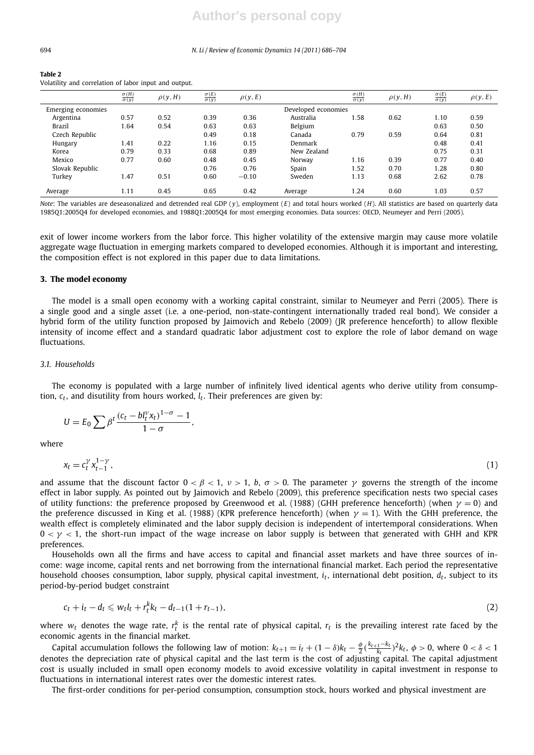**Table 2**
Volatility and correlation of labor input and output.

| | $\frac{\sigma(H)}{\sigma(y)}$ | $\rho(y,H)$ | $\frac{\sigma(E)}{\sigma(y)}$ | $\rho(y,E)$ | | $\frac{\sigma(H)}{\sigma(y)}$ | $\rho(y,H)$ | $\frac{\sigma(E)}{\sigma(y)}$ | $\rho(y,E)$ |
|---|---|---|---|---|---|---|---|---|---|
| Emerging economies | | | | | Developed economies | | | | |
| Argentina | 0.57 | 0.52 | 0.39 | 0.36 | Australia | 1.58 | 0.62 | 1.10 | 0.59 |
| Brazil | 1.64 | 0.54 | 0.63 | 0.63 | Belgium | | | 0.63 | 0.50 |
| Czech Republic | | | 0.49 | 0.18 | Canada | 0.79 | 0.59 | 0.64 | 0.81 |
| Hungary | 1.41 | 0.22 | 1.16 | 0.15 | Denmark | | | 0.48 | 0.41 |
| Korea | 0.79 | 0.33 | 0.68 | 0.89 | New Zealand | | | 0.75 | 0.31 |
| Mexico | 0.77 | 0.60 | 0.48 | 0.45 | Norway | 1.16 | 0.39 | 0.77 | 0.40 |
| Slovak Republic | | | 0.76 | 0.76 | Spain | 1.52 | 0.70 | 1.28 | 0.80 |
| Turkey | 1.47 | 0.51 | 0.60 | −0.10 | Sweden | 1.13 | 0.68 | 2.62 | 0.78 |
| Average | 1.11 | 0.45 | 0.65 | 0.42 | Average | 1.24 | 0.60 | 1.03 | 0.57 |

*Note*: The variables are deseasonalized and detrended real GDP ($y$), employment ($E$) and total hours worked ($H$). All statistics are based on quarterly data 1985Q1:2005Q4 for developed economies, and 1988Q1:2005Q4 for most emerging economies. Data sources: OECD, Neumeyer and Perri (2005).

exit of lower income workers from the labor force. This higher volatility of the extensive margin may cause more volatile aggregate wage fluctuation in emerging markets compared to developed economies. Although it is important and interesting, the composition effect is not explored in this paper due to data limitations.

## 3. The model economy

The model is a small open economy with a working capital constraint, similar to Neumeyer and Perri (2005). There is a single good and a single asset (i.e. a one-period, non-state-contingent internationally traded real bond). We consider a hybrid form of the utility function proposed by Jaimovich and Rebelo (2009) (JR preference henceforth) to allow flexible intensity of income effect and a standard quadratic labor adjustment cost to explore the role of labor demand on wage fluctuations.

### 3.1. Households

The economy is populated with a large number of infinitely lived identical agents who derive utility from consumption, $c_t$, and disutility from hours worked, $l_t$. Their preferences are given by:

$$U = E_0 \sum \beta^t \frac{(c_t - b l_t^{\nu} x_t)^{1-\sigma} - 1}{1-\sigma},$$

where

$$x_t = c_t^{\gamma} x_{t-1}^{1-\gamma}, \tag{1}$$

and assume that the discount factor $0 < \beta < 1$, $\nu > 1$, $b$, $\sigma > 0$. The parameter $\gamma$ governs the strength of the income effect in labor supply. As pointed out by Jaimovich and Rebelo (2009), this preference specification nests two special cases of utility functions: the preference proposed by Greenwood et al. (1988) (GHH preference henceforth) (when $\gamma = 0$) and the preference discussed in King et al. (1988) (KPR preference henceforth) (when $\gamma = 1$). With the GHH preference, the wealth effect is completely eliminated and the labor supply decision is independent of intertemporal considerations. When $0 < \gamma < 1$, the short-run impact of the wage increase on labor supply is between that generated with GHH and KPR preferences.

Households own all the firms and have access to capital and financial asset markets and have three sources of income: wage income, capital rents and net borrowing from the international financial market. Each period the representative household chooses consumption, labor supply, physical capital investment, $i_t$, international debt position, $d_t$, subject to its period-by-period budget constraint

$$c_t + i_t - d_t \leqslant w_t l_t + r_t^k k_t - d_{t-1}(1 + r_{t-1}), \tag{2}$$

where $w_t$ denotes the wage rate, $r_t^k$ is the rental rate of physical capital, $r_t$ is the prevailing interest rate faced by the economic agents in the financial market.

Capital accumulation follows the following law of motion: $k_{t+1} = i_t + (1-\delta)k_t - \frac{\phi}{2}(\frac{k_{t+1}-k_t}{k_t})^2 k_t$, $\phi > 0$, where $0 < \delta < 1$ denotes the depreciation rate of physical capital and the last term is the cost of adjusting capital. The capital adjustment cost is usually included in small open economy models to avoid excessive volatility in capital investment in response to fluctuations in international interest rates over the domestic interest rates.

The first-order conditions for per-period consumption, consumption stock, hours worked and physical investment are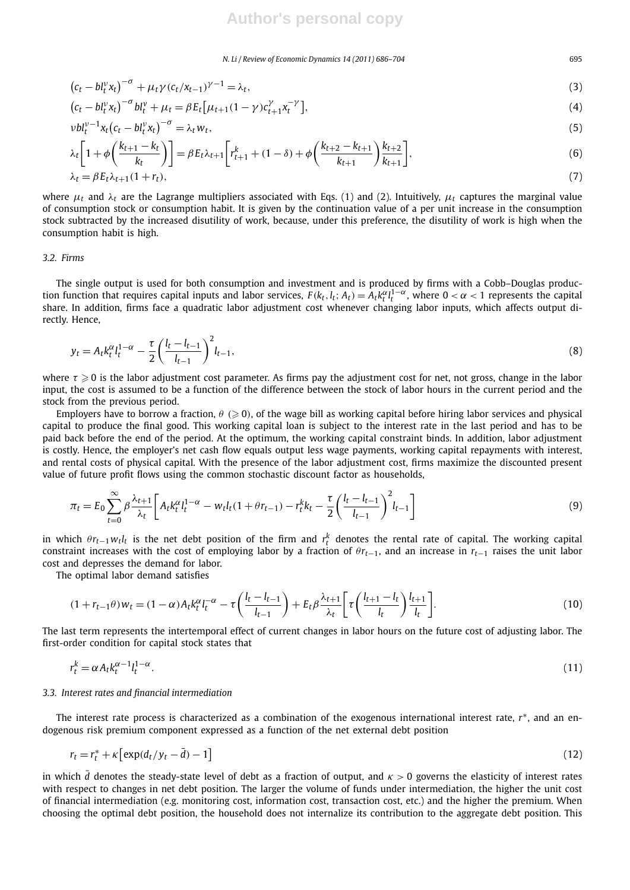$$\left(c_t - b l_t^{\nu} x_t\right)^{-\sigma} + \mu_t \gamma (c_t/x_{t-1})^{\gamma-1} = \lambda_t, \tag{3}$$

$$\left(c_t - b l_t^{\nu} x_t\right)^{-\sigma} b l_t^{\nu} + \mu_t = \beta E_t\left[\mu_{t+1}(1-\gamma) c_{t+1}^{\gamma} x_t^{-\gamma}\right], \tag{4}$$

$$\nu b l_t^{\nu-1} x_t \left(c_t - b l_t^{\nu} x_t\right)^{-\sigma} = \lambda_t w_t, \tag{5}$$

$$\lambda_t\left[1 + \phi\left(\frac{k_{t+1} - k_t}{k_t}\right)\right] = \beta E_t \lambda_{t+1}\left[r_{t+1}^k + (1-\delta) + \phi\left(\frac{k_{t+2} - k_{t+1}}{k_{t+1}}\right)\frac{k_{t+2}}{k_{t+1}}\right], \tag{6}$$

$$\lambda_t = \beta E_t \lambda_{t+1}(1 + r_t), \tag{7}$$

where $\mu_t$ and $\lambda_t$ are the Lagrange multipliers associated with Eqs. (1) and (2). Intuitively, $\mu_t$ captures the marginal value of consumption stock or consumption habit. It is given by the continuation value of a per unit increase in the consumption stock subtracted by the increased disutility of work, because, under this preference, the disutility of work is high when the consumption habit is high.

### 3.2. Firms

The single output is used for both consumption and investment and is produced by firms with a Cobb–Douglas production function that requires capital inputs and labor services, $F(k_t, l_t; A_t) = A_t k_t^{\alpha} l_t^{1-\alpha}$, where $0 < \alpha < 1$ represents the capital share. In addition, firms face a quadratic labor adjustment cost whenever changing labor inputs, which affects output directly. Hence,

$$y_t = A_t k_t^{\alpha} l_t^{1-\alpha} - \frac{\tau}{2}\left(\frac{l_t - l_{t-1}}{l_{t-1}}\right)^2 l_{t-1}, \tag{8}$$

where $\tau \geqslant 0$ is the labor adjustment cost parameter. As firms pay the adjustment cost for net, not gross, change in the labor input, the cost is assumed to be a function of the difference between the stock of labor hours in the current period and the stock from the previous period.

Employers have to borrow a fraction, $\theta$ ($\geqslant 0$), of the wage bill as working capital before hiring labor services and physical capital to produce the final good. This working capital loan is subject to the interest rate in the last period and has to be paid back before the end of the period. At the optimum, the working capital constraint binds. In addition, labor adjustment is costly. Hence, the employer's net cash flow equals output less wage payments, working capital repayments with interest, and rental costs of physical capital. With the presence of the labor adjustment cost, firms maximize the discounted present value of future profit flows using the common stochastic discount factor as households,

$$\pi_t = E_0 \sum_{t=0}^{\infty} \beta \frac{\lambda_{t+1}}{\lambda_t}\left[A_t k_t^{\alpha} l_t^{1-\alpha} - w_t l_t (1 + \theta r_{t-1}) - r_t^k k_t - \frac{\tau}{2}\left(\frac{l_t - l_{t-1}}{l_{t-1}}\right)^2 l_{t-1}\right] \tag{9}$$

in which $\theta r_{t-1} w_t l_t$ is the net debt position of the firm and $r_t^k$ denotes the rental rate of capital. The working capital constraint increases with the cost of employing labor by a fraction of $\theta r_{t-1}$, and an increase in $r_{t-1}$ raises the unit labor cost and depresses the demand for labor.

The optimal labor demand satisfies

$$(1 + r_{t-1}\theta) w_t = (1-\alpha) A_t k_t^{\alpha} l_t^{-\alpha} - \tau\left(\frac{l_t - l_{t-1}}{l_{t-1}}\right) + E_t \beta \frac{\lambda_{t+1}}{\lambda_t}\left[\tau\left(\frac{l_{t+1} - l_t}{l_t}\right)\frac{l_{t+1}}{l_t}\right]. \tag{10}$$

The last term represents the intertemporal effect of current changes in labor hours on the future cost of adjusting labor. The first-order condition for capital stock states that

$$r_t^k = \alpha A_t k_t^{\alpha-1} l_t^{1-\alpha}. \tag{11}$$

### 3.3. Interest rates and financial intermediation

The interest rate process is characterized as a combination of the exogenous international interest rate, $r^*$, and an endogenous risk premium component expressed as a function of the net external debt position

$$r_t = r_t^* + \kappa\left[\exp(d_t/y_t - \bar{d}) - 1\right] \tag{12}$$

in which $\bar{d}$ denotes the steady-state level of debt as a fraction of output, and $\kappa > 0$ governs the elasticity of interest rates with respect to changes in net debt position. The larger the volume of funds under intermediation, the higher the unit cost of financial intermediation (e.g. monitoring cost, information cost, transaction cost, etc.) and the higher the premium. When choosing the optimal debt position, the household does not internalize its contribution to the aggregate debt position. This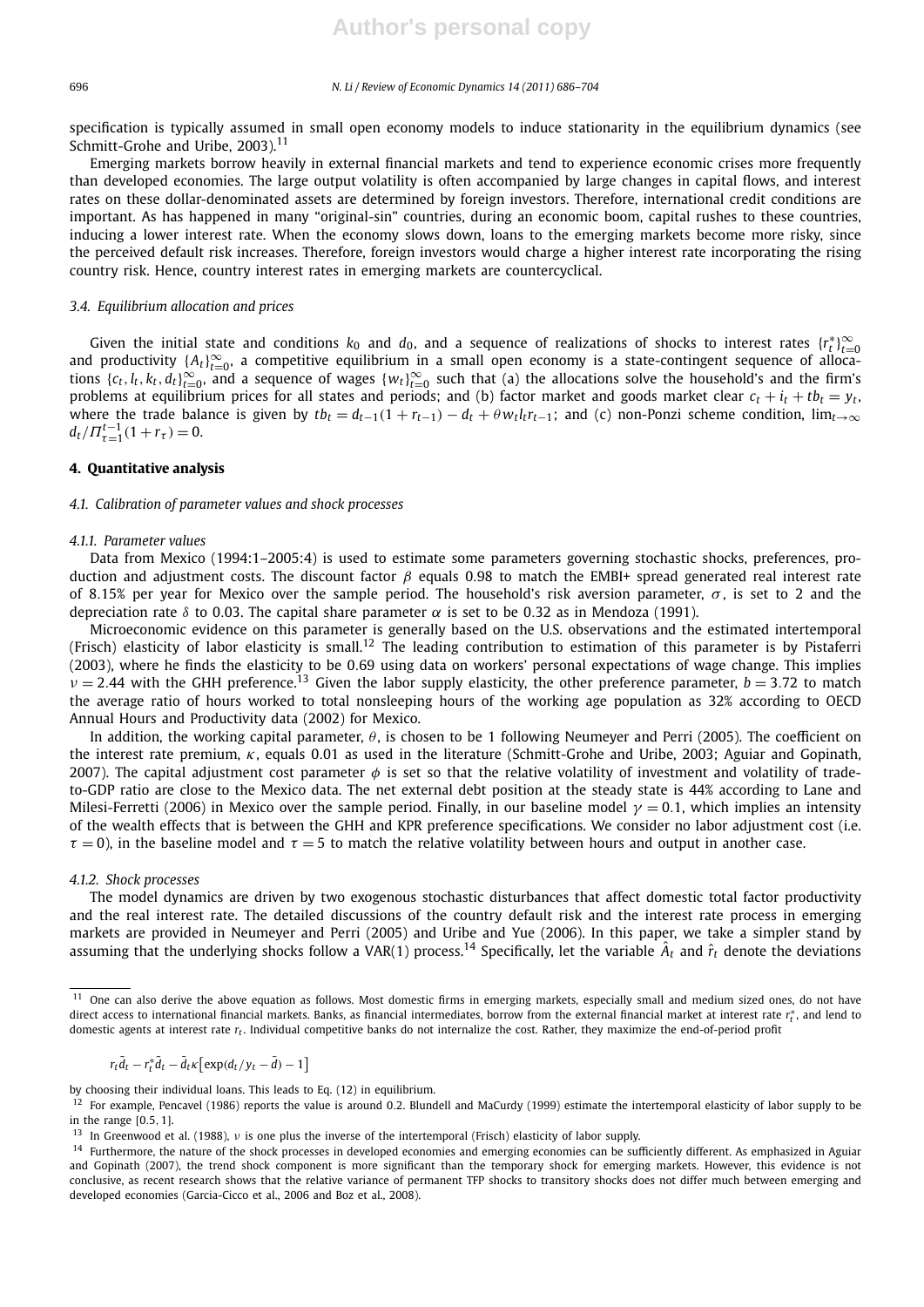specification is typically assumed in small open economy models to induce stationarity in the equilibrium dynamics (see Schmitt-Grohe and Uribe, 2003).[11]

Emerging markets borrow heavily in external financial markets and tend to experience economic crises more frequently than developed economies. The large output volatility is often accompanied by large changes in capital flows, and interest rates on these dollar-denominated assets are determined by foreign investors. Therefore, international credit conditions are important. As has happened in many "original-sin" countries, during an economic boom, capital rushes to these countries, inducing a lower interest rate. When the economy slows down, loans to the emerging markets become more risky, since the perceived default risk increases. Therefore, foreign investors would charge a higher interest rate incorporating the rising country risk. Hence, country interest rates in emerging markets are countercyclical.

### *3.4. Equilibrium allocation and prices*

Given the initial state and conditions $k_0$ and $d_0$, and a sequence of realizations of shocks to interest rates $\{r_t^*\}_{t=0}^{\infty}$ and productivity $\{A_t\}_{t=0}^{\infty}$, a competitive equilibrium in a small open economy is a state-contingent sequence of allocations $\{c_t, l_t, k_t, d_t\}_{t=0}^{\infty}$, and a sequence of wages $\{w_t\}_{t=0}^{\infty}$ such that (a) the allocations solve the household's and the firm's problems at equilibrium prices for all states and periods; and (b) factor market and goods market clear $c_t + i_t + tb_t = y_t$, where the trade balance is given by $tb_t = d_{t-1}(1 + r_{t-1}) - d_t + \theta w_t l_t r_{t-1}$; and (c) non-Ponzi scheme condition, $\lim_{t\to\infty} d_t/\Pi_{\tau=1}^{t-1}(1 + r_\tau) = 0$.

## 4. Quantitative analysis

### *4.1. Calibration of parameter values and shock processes*

#### *4.1.1. Parameter values*

Data from Mexico (1994:1–2005:4) is used to estimate some parameters governing stochastic shocks, preferences, production and adjustment costs. The discount factor $\beta$ equals 0.98 to match the EMBI+ spread generated real interest rate of 8.15% per year for Mexico over the sample period. The household's risk aversion parameter, $\sigma$, is set to 2 and the depreciation rate $\delta$ to 0.03. The capital share parameter $\alpha$ is set to be 0.32 as in Mendoza (1991).

Microeconomic evidence on this parameter is generally based on the U.S. observations and the estimated intertemporal (Frisch) elasticity of labor elasticity is small.[12] The leading contribution to estimation of this parameter is by Pistaferri (2003), where he finds the elasticity to be 0.69 using data on workers' personal expectations of wage change. This implies $\nu = 2.44$ with the GHH preference.[13] Given the labor supply elasticity, the other preference parameter, $b = 3.72$ to match the average ratio of hours worked to total nonsleeping hours of the working age population as 32% according to OECD Annual Hours and Productivity data (2002) for Mexico.

In addition, the working capital parameter, $\theta$, is chosen to be 1 following Neumeyer and Perri (2005). The coefficient on the interest rate premium, $\kappa$, equals 0.01 as used in the literature (Schmitt-Grohe and Uribe, 2003; Aguiar and Gopinath, 2007). The capital adjustment cost parameter $\phi$ is set so that the relative volatility of investment and volatility of trade-to-GDP ratio are close to the Mexico data. The net external debt position at the steady state is 44% according to Lane and Milesi-Ferretti (2006) in Mexico over the sample period. Finally, in our baseline model $\gamma = 0.1$, which implies an intensity of the wealth effects that is between the GHH and KPR preference specifications. We consider no labor adjustment cost (i.e. $\tau = 0$), in the baseline model and $\tau = 5$ to match the relative volatility between hours and output in another case.

#### *4.1.2. Shock processes*

The model dynamics are driven by two exogenous stochastic disturbances that affect domestic total factor productivity and the real interest rate. The detailed discussions of the country default risk and the interest rate process in emerging markets are provided in Neumeyer and Perri (2005) and Uribe and Yue (2006). In this paper, we take a simpler stand by assuming that the underlying shocks follow a VAR(1) process.[14] Specifically, let the variable $\hat{A}_t$ and $\hat{r}_t$ denote the deviations

---

[11] One can also derive the above equation as follows. Most domestic firms in emerging markets, especially small and medium sized ones, do not have direct access to international financial markets. Banks, as financial intermediates, borrow from the external financial market at interest rate $r_t^*$, and lend to domestic agents at interest rate $r_t$. Individual competitive banks do not internalize the cost. Rather, they maximize the end-of-period profit

$$r_t\tilde{d}_t - r_t^*\tilde{d}_t - \tilde{d}_t\kappa\left[\exp(d_t/y_t - \bar{d}) - 1\right]$$

by choosing their individual loans. This leads to Eq. (12) in equilibrium.

[12] For example, Pencavel (1986) reports the value is around 0.2. Blundell and MaCurdy (1999) estimate the intertemporal elasticity of labor supply to be in the range [0.5, 1].

[13] In Greenwood et al. (1988), $\nu$ is one plus the inverse of the intertemporal (Frisch) elasticity of labor supply.

[14] Furthermore, the nature of the shock processes in developed economies and emerging economies can be sufficiently different. As emphasized in Aguiar and Gopinath (2007), the trend shock component is more significant than the temporary shock for emerging markets. However, this evidence is not conclusive, as recent research shows that the relative variance of permanent TFP shocks to transitory shocks does not differ much between emerging and developed economies (Garcia-Cicco et al., 2006 and Boz et al., 2008).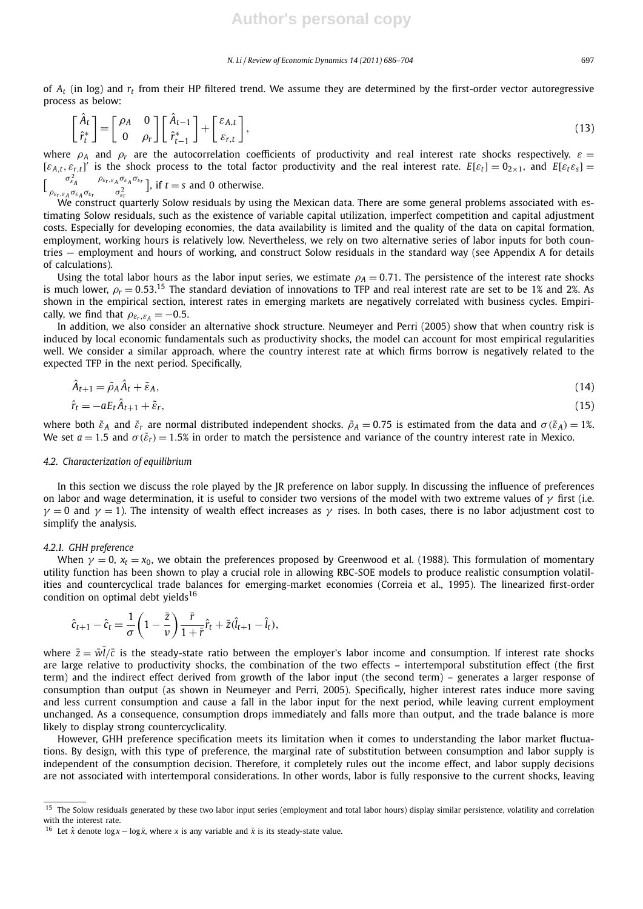of $A_t$ (in log) and $r_t$ from their HP filtered trend. We assume they are determined by the first-order vector autoregressive process as below:

$$\begin{bmatrix} \hat{A}_t \\ \hat{r}_t^* \end{bmatrix} = \begin{bmatrix} \rho_A & 0 \\ 0 & \rho_r \end{bmatrix} \begin{bmatrix} \hat{A}_{t-1} \\ \hat{r}_{t-1}^* \end{bmatrix} + \begin{bmatrix} \varepsilon_{A,t} \\ \varepsilon_{r,t} \end{bmatrix}, \tag{13}$$

where $\rho_A$ and $\rho_r$ are the autocorrelation coefficients of productivity and real interest rate shocks respectively. $\varepsilon = [\varepsilon_{A,t}, \varepsilon_{r,t}]'$ is the shock process to the total factor productivity and the real interest rate. $E[\varepsilon_t] = 0_{2\times 1}$, and $E[\varepsilon_t \varepsilon_s] = \begin{bmatrix} \sigma_{\varepsilon_A}^2 & \rho_{\varepsilon_r,\varepsilon_A}\sigma_{\varepsilon_A}\sigma_{\varepsilon_r} \\ \rho_{\varepsilon_r,\varepsilon_A}\sigma_{\varepsilon_A}\sigma_{\varepsilon_r} & \sigma_{\varepsilon_r}^2 \end{bmatrix}$, if $t = s$ and 0 otherwise.

We construct quarterly Solow residuals by using the Mexican data. There are some general problems associated with estimating Solow residuals, such as the existence of variable capital utilization, imperfect competition and capital adjustment costs. Especially for developing economies, the data availability is limited and the quality of the data on capital formation, employment, working hours is relatively low. Nevertheless, we rely on two alternative series of labor inputs for both countries — employment and hours of working, and construct Solow residuals in the standard way (see Appendix A for details of calculations).

Using the total labor hours as the labor input series, we estimate $\rho_A = 0.71$. The persistence of the interest rate shocks is much lower, $\rho_r = 0.53$.[15] The standard deviation of innovations to TFP and real interest rate are set to be 1% and 2%. As shown in the empirical section, interest rates in emerging markets are negatively correlated with business cycles. Empirically, we find that $\rho_{\varepsilon_r,\varepsilon_A} = -0.5$.

In addition, we also consider an alternative shock structure. Neumeyer and Perri (2005) show that when country risk is induced by local economic fundamentals such as productivity shocks, the model can account for most empirical regularities well. We consider a similar approach, where the country interest rate at which firms borrow is negatively related to the expected TFP in the next period. Specifically,

$$\hat{A}_{t+1} = \tilde{\rho}_A \hat{A}_t + \tilde{\varepsilon}_A, \tag{14}$$

$$\hat{r}_t = -a E_t \hat{A}_{t+1} + \tilde{\varepsilon}_r, \tag{15}$$

where both $\tilde{\varepsilon}_A$ and $\tilde{\varepsilon}_r$ are normal distributed independent shocks. $\tilde{\rho}_A = 0.75$ is estimated from the data and $\sigma(\tilde{\varepsilon}_A) = 1\%$. We set $a = 1.5$ and $\sigma(\tilde{\varepsilon}_r) = 1.5\%$ in order to match the persistence and variance of the country interest rate in Mexico.

### 4.2. Characterization of equilibrium

In this section we discuss the role played by the JR preference on labor supply. In discussing the influence of preferences on labor and wage determination, it is useful to consider two versions of the model with two extreme values of $\gamma$ first (i.e. $\gamma = 0$ and $\gamma = 1$). The intensity of wealth effect increases as $\gamma$ rises. In both cases, there is no labor adjustment cost to simplify the analysis.

#### 4.2.1. GHH preference

When $\gamma = 0$, $x_t = x_0$, we obtain the preferences proposed by Greenwood et al. (1988). This formulation of momentary utility function has been shown to play a crucial role in allowing RBC-SOE models to produce realistic consumption volatilities and countercyclical trade balances for emerging-market economies (Correia et al., 1995). The linearized first-order condition on optimal debt yields[16]

$$\hat{c}_{t+1} - \hat{c}_t = \frac{1}{\sigma}\left(1 - \frac{\bar{z}}{\nu}\right)\frac{\bar{r}}{1+\bar{r}}\hat{r}_t + \bar{z}(\hat{l}_{t+1} - \hat{l}_t),$$

where $\bar{z} = \bar{w}\bar{l}/\bar{c}$ is the steady-state ratio between the employer's labor income and consumption. If interest rate shocks are large relative to productivity shocks, the combination of the two effects – intertemporal substitution effect (the first term) and the indirect effect derived from growth of the labor input (the second term) – generates a larger response of consumption than output (as shown in Neumeyer and Perri, 2005). Specifically, higher interest rates induce more saving and less current consumption and cause a fall in the labor input for the next period, while leaving current employment unchanged. As a consequence, consumption drops immediately and falls more than output, and the trade balance is more likely to display strong countercyclicality.

However, GHH preference specification meets its limitation when it comes to understanding the labor market fluctuations. By design, with this type of preference, the marginal rate of substitution between consumption and labor supply is independent of the consumption decision. Therefore, it completely rules out the income effect, and labor supply decisions are not associated with intertemporal considerations. In other words, labor is fully responsive to the current shocks, leaving

---

[15] The Solow residuals generated by these two labor input series (employment and total labor hours) display similar persistence, volatility and correlation with the interest rate.

[16] Let $\hat{x}$ denote $\log x - \log \bar{x}$, where $x$ is any variable and $\bar{x}$ is its steady-state value.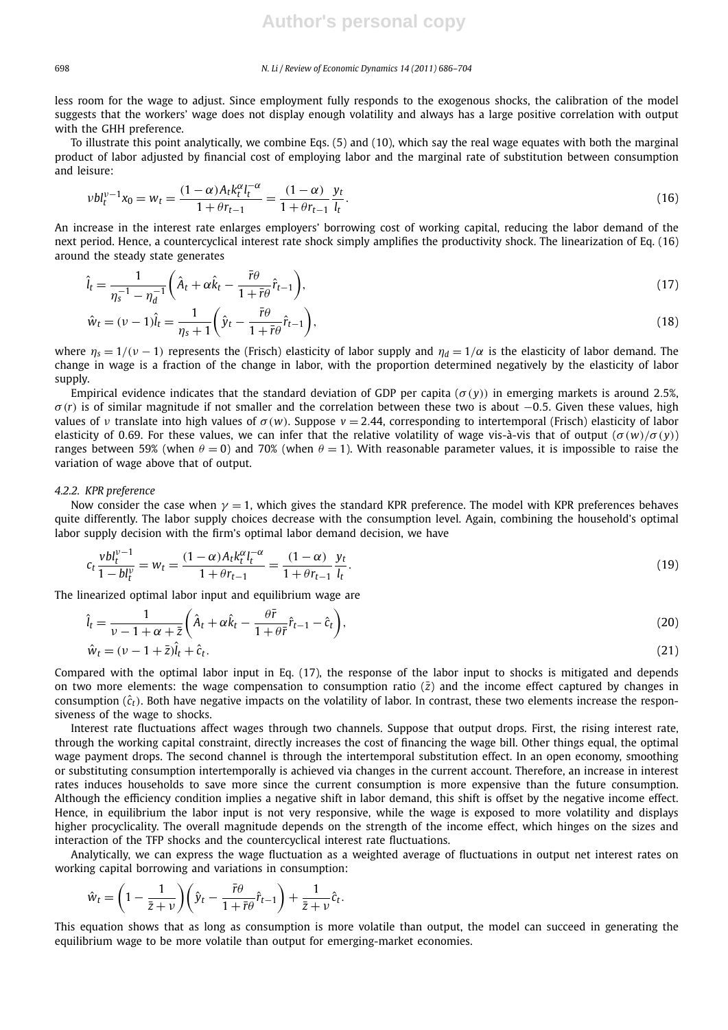less room for the wage to adjust. Since employment fully responds to the exogenous shocks, the calibration of the model suggests that the workers' wage does not display enough volatility and always has a large positive correlation with output with the GHH preference.

To illustrate this point analytically, we combine Eqs. (5) and (10), which say the real wage equates with both the marginal product of labor adjusted by financial cost of employing labor and the marginal rate of substitution between consumption and leisure:

$$\nu b l_t^{\nu-1} x_0 = w_t = \frac{(1-\alpha) A_t k_t^{\alpha} l_t^{-\alpha}}{1+\theta r_{t-1}} = \frac{(1-\alpha)}{1+\theta r_{t-1}} \frac{y_t}{l_t}. \tag{16}$$

An increase in the interest rate enlarges employers' borrowing cost of working capital, reducing the labor demand of the next period. Hence, a countercyclical interest rate shock simply amplifies the productivity shock. The linearization of Eq. (16) around the steady state generates

$$\hat{l}_t = \frac{1}{\eta_s^{-1} - \eta_d^{-1}} \left( \hat{A}_t + \alpha \hat{k}_t - \frac{\bar{r}\theta}{1+\bar{r}\theta} \hat{r}_{t-1} \right), \tag{17}$$

$$\hat{w}_t = (\nu - 1)\hat{l}_t = \frac{1}{\eta_s + 1} \left( \hat{y}_t - \frac{\bar{r}\theta}{1+\bar{r}\theta} \hat{r}_{t-1} \right), \tag{18}$$

where $\eta_s = 1/(\nu - 1)$ represents the (Frisch) elasticity of labor supply and $\eta_d = 1/\alpha$ is the elasticity of labor demand. The change in wage is a fraction of the change in labor, with the proportion determined negatively by the elasticity of labor supply.

Empirical evidence indicates that the standard deviation of GDP per capita ($\sigma(y)$) in emerging markets is around 2.5%, $\sigma(r)$ is of similar magnitude if not smaller and the correlation between these two is about $-0.5$. Given these values, high values of $\nu$ translate into high values of $\sigma(w)$. Suppose $v = 2.44$, corresponding to intertemporal (Frisch) elasticity of labor elasticity of 0.69. For these values, we can infer that the relative volatility of wage vis-à-vis that of output ($\sigma(w)/\sigma(y)$) ranges between 59% (when $\theta = 0$) and 70% (when $\theta = 1$). With reasonable parameter values, it is impossible to raise the variation of wage above that of output.

#### 4.2.2. KPR preference

Now consider the case when $\gamma = 1$, which gives the standard KPR preference. The model with KPR preferences behaves quite differently. The labor supply choices decrease with the consumption level. Again, combining the household's optimal labor supply decision with the firm's optimal labor demand decision, we have

$$c_t \frac{\nu b l_t^{\nu-1}}{1 - b l_t^{\nu}} = w_t = \frac{(1-\alpha) A_t k_t^{\alpha} l_t^{-\alpha}}{1+\theta r_{t-1}} = \frac{(1-\alpha)}{1+\theta r_{t-1}} \frac{y_t}{l_t}. \tag{19}$$

The linearized optimal labor input and equilibrium wage are

$$\hat{l}_t = \frac{1}{\nu - 1 + \alpha + \bar{z}} \left( \hat{A}_t + \alpha \hat{k}_t - \frac{\theta \bar{r}}{1+\theta \bar{r}} \hat{r}_{t-1} - \hat{c}_t \right), \tag{20}$$

$$\hat{w}_t = (\nu - 1 + \bar{z})\hat{l}_t + \hat{c}_t. \tag{21}$$

Compared with the optimal labor input in Eq. (17), the response of the labor input to shocks is mitigated and depends on two more elements: the wage compensation to consumption ratio ($\bar{z}$) and the income effect captured by changes in consumption ($\hat{c}_t$). Both have negative impacts on the volatility of labor. In contrast, these two elements increase the responsiveness of the wage to shocks.

Interest rate fluctuations affect wages through two channels. Suppose that output drops. First, the rising interest rate, through the working capital constraint, directly increases the cost of financing the wage bill. Other things equal, the optimal wage payment drops. The second channel is through the intertemporal substitution effect. In an open economy, smoothing or substituting consumption intertemporally is achieved via changes in the current account. Therefore, an increase in interest rates induces households to save more since the current consumption is more expensive than the future consumption. Although the efficiency condition implies a negative shift in labor demand, this shift is offset by the negative income effect. Hence, in equilibrium the labor input is not very responsive, while the wage is exposed to more volatility and displays higher procyclicality. The overall magnitude depends on the strength of the income effect, which hinges on the sizes and interaction of the TFP shocks and the countercyclical interest rate fluctuations.

Analytically, we can express the wage fluctuation as a weighted average of fluctuations in output net interest rates on working capital borrowing and variations in consumption:

$$\hat{w}_t = \left( 1 - \frac{1}{\bar{z} + \nu} \right) \left( \hat{y}_t - \frac{\bar{r}\theta}{1+\bar{r}\theta} \hat{r}_{t-1} \right) + \frac{1}{\bar{z} + \nu} \hat{c}_t.$$

This equation shows that as long as consumption is more volatile than output, the model can succeed in generating the equilibrium wage to be more volatile than output for emerging-market economies.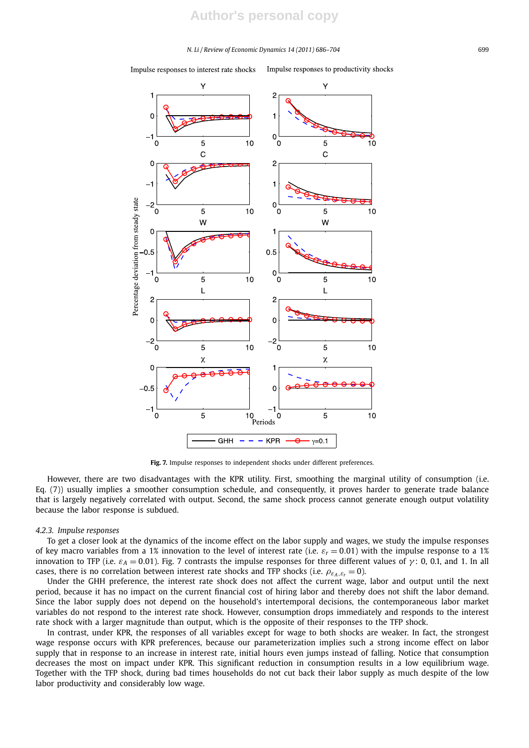Fig. 7. Impulse responses to independent shocks under different preferences.

However, there are two disadvantages with the KPR utility. First, smoothing the marginal utility of consumption (i.e. Eq. (7)) usually implies a smoother consumption schedule, and consequently, it proves harder to generate trade balance that is largely negatively correlated with output. Second, the same shock process cannot generate enough output volatility because the labor response is subdued.

### 4.2.3. Impulse responses

To get a closer look at the dynamics of the income effect on the labor supply and wages, we study the impulse responses of key macro variables from a 1% innovation to the level of interest rate (i.e. $\varepsilon_r = 0.01$) with the impulse response to a 1% innovation to TFP (i.e. $\varepsilon_A = 0.01$). Fig. 7 contrasts the impulse responses for three different values of $\gamma$: 0, 0.1, and 1. In all cases, there is no correlation between interest rate shocks and TFP shocks (i.e. $\rho_{\varepsilon_A,\varepsilon_r} = 0$).

Under the GHH preference, the interest rate shock does not affect the current wage, labor and output until the next period, because it has no impact on the current financial cost of hiring labor and thereby does not shift the labor demand. Since the labor supply does not depend on the household's intertemporal decisions, the contemporaneous labor market variables do not respond to the interest rate shock. However, consumption drops immediately and responds to the interest rate shock with a larger magnitude than output, which is the opposite of their responses to the TFP shock.

In contrast, under KPR, the responses of all variables except for wage to both shocks are weaker. In fact, the strongest wage response occurs with KPR preferences, because our parameterization implies such a strong income effect on labor supply that in response to an increase in interest rate, initial hours even jumps instead of falling. Notice that consumption decreases the most on impact under KPR. This significant reduction in consumption results in a low equilibrium wage. Together with the TFP shock, during bad times households do not cut back their labor supply as much despite of the low labor productivity and considerably low wage.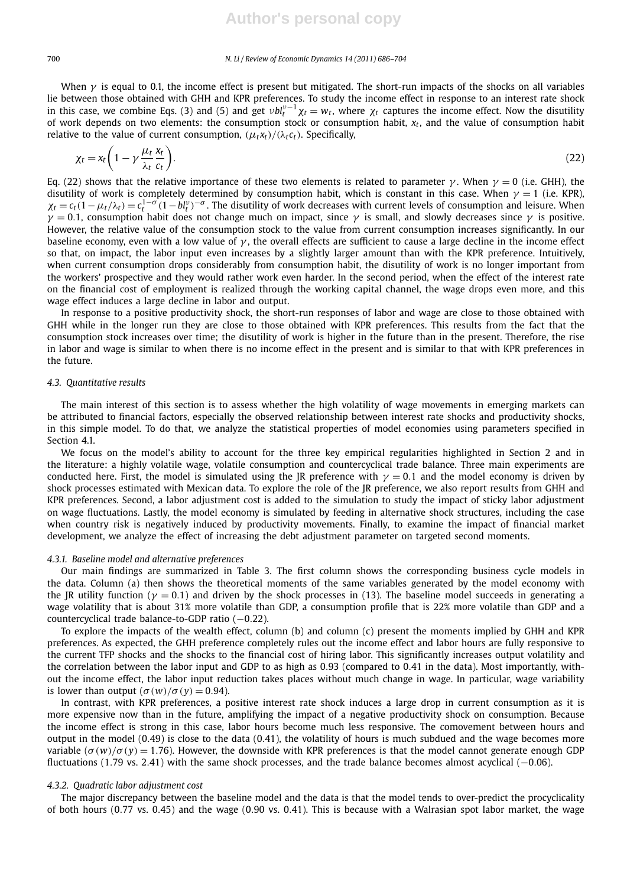When $\gamma$ is equal to 0.1, the income effect is present but mitigated. The short-run impacts of the shocks on all variables lie between those obtained with GHH and KPR preferences. To study the income effect in response to an interest rate shock in this case, we combine Eqs. (3) and (5) and get $\nu b l_t^{\nu-1}\chi_t = w_t$, where $\chi_t$ captures the income effect. Now the disutility of work depends on two elements: the consumption stock or consumption habit, $x_t$, and the value of consumption habit relative to the value of current consumption, $(\mu_t x_t)/(\lambda_t c_t)$. Specifically,

$$\chi_t = x_t\left(1 - \gamma \frac{\mu_t}{\lambda_t}\frac{x_t}{c_t}\right). \tag{22}$$

Eq. (22) shows that the relative importance of these two elements is related to parameter $\gamma$. When $\gamma = 0$ (i.e. GHH), the disutility of work is completely determined by consumption habit, which is constant in this case. When $\gamma = 1$ (i.e. KPR), $\chi_t = c_t(1 - \mu_t/\lambda_t) = c_t^{1-\sigma}(1 - b l_t^{\nu})^{-\sigma}$. The disutility of work decreases with current levels of consumption and leisure. When $\gamma = 0.1$, consumption habit does not change much on impact, since $\gamma$ is small, and slowly decreases since $\gamma$ is positive. However, the relative value of the consumption stock to the value from current consumption increases significantly. In our baseline economy, even with a low value of $\gamma$, the overall effects are sufficient to cause a large decline in the income effect so that, on impact, the labor input even increases by a slightly larger amount than with the KPR preference. Intuitively, when current consumption drops considerably from consumption habit, the disutility of work is no longer important from the workers' prospective and they would rather work even harder. In the second period, when the effect of the interest rate on the financial cost of employment is realized through the working capital channel, the wage drops even more, and this wage effect induces a large decline in labor and output.

In response to a positive productivity shock, the short-run responses of labor and wage are close to those obtained with GHH while in the longer run they are close to those obtained with KPR preferences. This results from the fact that the consumption stock increases over time; the disutility of work is higher in the future than in the present. Therefore, the rise in labor and wage is similar to when there is no income effect in the present and is similar to that with KPR preferences in the future.

### *4.3. Quantitative results*

The main interest of this section is to assess whether the high volatility of wage movements in emerging markets can be attributed to financial factors, especially the observed relationship between interest rate shocks and productivity shocks, in this simple model. To do that, we analyze the statistical properties of model economies using parameters specified in Section 4.1.

We focus on the model's ability to account for the three key empirical regularities highlighted in Section 2 and in the literature: a highly volatile wage, volatile consumption and countercyclical trade balance. Three main experiments are conducted here. First, the model is simulated using the JR preference with $\gamma = 0.1$ and the model economy is driven by shock processes estimated with Mexican data. To explore the role of the JR preference, we also report results from GHH and KPR preferences. Second, a labor adjustment cost is added to the simulation to study the impact of sticky labor adjustment on wage fluctuations. Lastly, the model economy is simulated by feeding in alternative shock structures, including the case when country risk is negatively induced by productivity movements. Finally, to examine the impact of financial market development, we analyze the effect of increasing the debt adjustment parameter on targeted second moments.

#### *4.3.1. Baseline model and alternative preferences*

Our main findings are summarized in Table 3. The first column shows the corresponding business cycle models in the data. Column (a) then shows the theoretical moments of the same variables generated by the model economy with the JR utility function ($\gamma = 0.1$) and driven by the shock processes in (13). The baseline model succeeds in generating a wage volatility that is about 31% more volatile than GDP, a consumption profile that is 22% more volatile than GDP and a countercyclical trade balance-to-GDP ratio ($-0.22$).

To explore the impacts of the wealth effect, column (b) and column (c) present the moments implied by GHH and KPR preferences. As expected, the GHH preference completely rules out the income effect and labor hours are fully responsive to the current TFP shocks and the shocks to the financial cost of hiring labor. This significantly increases output volatility and the correlation between the labor input and GDP to as high as 0.93 (compared to 0.41 in the data). Most importantly, without the income effect, the labor input reduction takes places without much change in wage. In particular, wage variability is lower than output ($\sigma(w)/\sigma(y) = 0.94$).

In contrast, with KPR preferences, a positive interest rate shock induces a large drop in current consumption as it is more expensive now than in the future, amplifying the impact of a negative productivity shock on consumption. Because the income effect is strong in this case, labor hours become much less responsive. The comovement between hours and output in the model (0.49) is close to the data (0.41), the volatility of hours is much subdued and the wage becomes more variable ($\sigma(w)/\sigma(y) = 1.76$). However, the downside with KPR preferences is that the model cannot generate enough GDP fluctuations (1.79 vs. 2.41) with the same shock processes, and the trade balance becomes almost acyclical ($-0.06$).

#### *4.3.2. Quadratic labor adjustment cost*

The major discrepancy between the baseline model and the data is that the model tends to over-predict the procyclicality of both hours (0.77 vs. 0.45) and the wage (0.90 vs. 0.41). This is because with a Walrasian spot labor market, the wage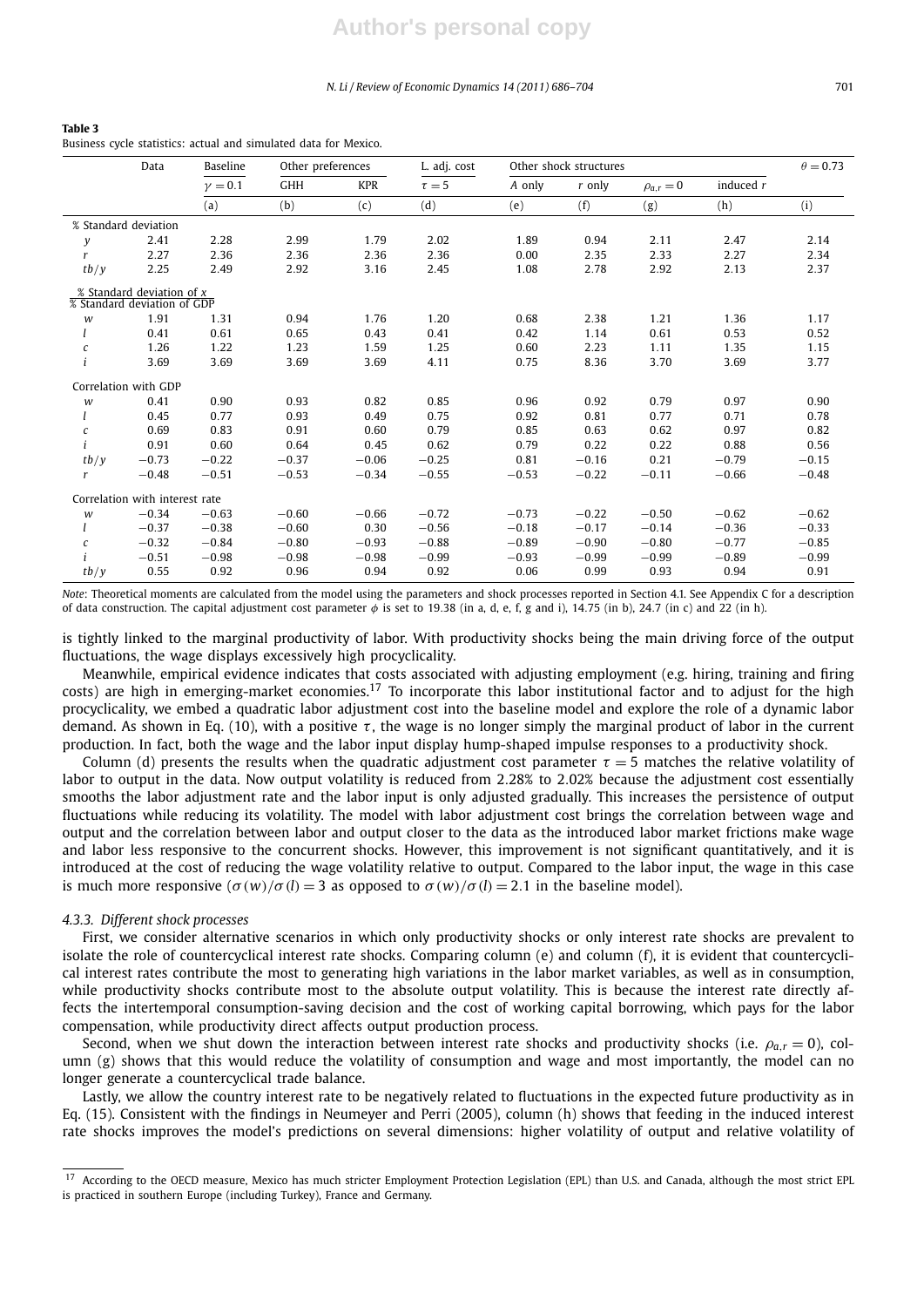**Table 3**
Business cycle statistics: actual and simulated data for Mexico.

| | Data | Baseline | Other preferences | | L. adj. cost | Other shock structures | | | | $\theta = 0.73$ |
|---|---|---|---|---|---|---|---|---|---|---|
| | | $\gamma = 0.1$ | GHH | KPR | $\tau = 5$ | $A$ only | $r$ only | $\rho_{a,r} = 0$ | induced $r$ | |
| | | (a) | (b) | (c) | (d) | (e) | (f) | (g) | (h) | (i) |
| % Standard deviation | | | | | | | | | | |
| $y$ | 2.41 | 2.28 | 2.99 | 1.79 | 2.02 | 1.89 | 0.94 | 2.11 | 2.47 | 2.14 |
| $r$ | 2.27 | 2.36 | 2.36 | 2.36 | 2.36 | 0.00 | 2.35 | 2.33 | 2.27 | 2.34 |
| $tb/y$ | 2.25 | 2.49 | 2.92 | 3.16 | 2.45 | 1.08 | 2.78 | 2.92 | 2.13 | 2.37 |
| $\frac{\text{\% Standard deviation of } x}{\text{\% Standard deviation of GDP}}$ | | | | | | | | | | |
| $w$ | 1.91 | 1.31 | 0.94 | 1.76 | 1.20 | 0.68 | 2.38 | 1.21 | 1.36 | 1.17 |
| $l$ | 0.41 | 0.61 | 0.65 | 0.43 | 0.41 | 0.42 | 1.14 | 0.61 | 0.53 | 0.52 |
| $c$ | 1.26 | 1.22 | 1.23 | 1.59 | 1.25 | 0.60 | 2.23 | 1.11 | 1.35 | 1.15 |
| $i$ | 3.69 | 3.69 | 3.69 | 3.69 | 4.11 | 0.75 | 8.36 | 3.70 | 3.69 | 3.77 |
| Correlation with GDP | | | | | | | | | | |
| $w$ | 0.41 | 0.90 | 0.93 | 0.82 | 0.85 | 0.96 | 0.92 | 0.79 | 0.97 | 0.90 |
| $l$ | 0.45 | 0.77 | 0.93 | 0.49 | 0.75 | 0.92 | 0.81 | 0.77 | 0.71 | 0.78 |
| $c$ | 0.69 | 0.83 | 0.91 | 0.60 | 0.79 | 0.85 | 0.63 | 0.62 | 0.97 | 0.82 |
| $i$ | 0.91 | 0.60 | 0.64 | 0.45 | 0.62 | 0.79 | 0.22 | 0.22 | 0.88 | 0.56 |
| $tb/y$ | −0.73 | −0.22 | −0.37 | −0.06 | −0.25 | 0.81 | −0.16 | 0.21 | −0.79 | −0.15 |
| $r$ | −0.48 | −0.51 | −0.53 | −0.34 | −0.55 | −0.53 | −0.22 | −0.11 | −0.66 | −0.48 |
| Correlation with interest rate | | | | | | | | | | |
| $w$ | −0.34 | −0.63 | −0.60 | −0.66 | −0.72 | −0.73 | −0.22 | −0.50 | −0.62 | −0.62 |
| $l$ | −0.37 | −0.38 | −0.60 | 0.30 | −0.56 | −0.18 | −0.17 | −0.14 | −0.36 | −0.33 |
| $c$ | −0.32 | −0.84 | −0.80 | −0.93 | −0.88 | −0.89 | −0.90 | −0.80 | −0.77 | −0.85 |
| $i$ | −0.51 | −0.98 | −0.98 | −0.98 | −0.99 | −0.93 | −0.99 | −0.99 | −0.89 | −0.99 |
| $tb/y$ | 0.55 | 0.92 | 0.96 | 0.94 | 0.92 | 0.06 | 0.99 | 0.93 | 0.94 | 0.91 |

*Note*: Theoretical moments are calculated from the model using the parameters and shock processes reported in Section 4.1. See Appendix C for a description of data construction. The capital adjustment cost parameter $\phi$ is set to 19.38 (in a, d, e, f, g and i), 14.75 (in b), 24.7 (in c) and 22 (in h).

is tightly linked to the marginal productivity of labor. With productivity shocks being the main driving force of the output fluctuations, the wage displays excessively high procyclicality.

Meanwhile, empirical evidence indicates that costs associated with adjusting employment (e.g. hiring, training and firing costs) are high in emerging-market economies.[17] To incorporate this labor institutional factor and to adjust for the high procyclicality, we embed a quadratic labor adjustment cost into the baseline model and explore the role of a dynamic labor demand. As shown in Eq. (10), with a positive $\tau$, the wage is no longer simply the marginal product of labor in the current production. In fact, both the wage and the labor input display hump-shaped impulse responses to a productivity shock.

Column (d) presents the results when the quadratic adjustment cost parameter $\tau = 5$ matches the relative volatility of labor to output in the data. Now output volatility is reduced from 2.28% to 2.02% because the adjustment cost essentially smooths the labor adjustment rate and the labor input is only adjusted gradually. This increases the persistence of output fluctuations while reducing its volatility. The model with labor adjustment cost brings the correlation between wage and output and the correlation between labor and output closer to the data as the introduced labor market frictions make wage and labor less responsive to the concurrent shocks. However, this improvement is not significant quantitatively, and it is introduced at the cost of reducing the wage volatility relative to output. Compared to the labor input, the wage in this case is much more responsive ($\sigma(w)/\sigma(l) = 3$ as opposed to $\sigma(w)/\sigma(l) = 2.1$ in the baseline model).

#### 4.3.3. Different shock processes

First, we consider alternative scenarios in which only productivity shocks or only interest rate shocks are prevalent to isolate the role of countercyclical interest rate shocks. Comparing column (e) and column (f), it is evident that countercyclical interest rates contribute the most to generating high variations in the labor market variables, as well as in consumption, while productivity shocks contribute most to the absolute output volatility. This is because the interest rate directly affects the intertemporal consumption-saving decision and the cost of working capital borrowing, which pays for the labor compensation, while productivity direct affects output production process.

Second, when we shut down the interaction between interest rate shocks and productivity shocks (i.e. $\rho_{a,r} = 0$), column (g) shows that this would reduce the volatility of consumption and wage and most importantly, the model can no longer generate a countercyclical trade balance.

Lastly, we allow the country interest rate to be negatively related to fluctuations in the expected future productivity as in Eq. (15). Consistent with the findings in Neumeyer and Perri (2005), column (h) shows that feeding in the induced interest rate shocks improves the model's predictions on several dimensions: higher volatility of output and relative volatility of

[17] According to the OECD measure, Mexico has much stricter Employment Protection Legislation (EPL) than U.S. and Canada, although the most strict EPL is practiced in southern Europe (including Turkey), France and Germany.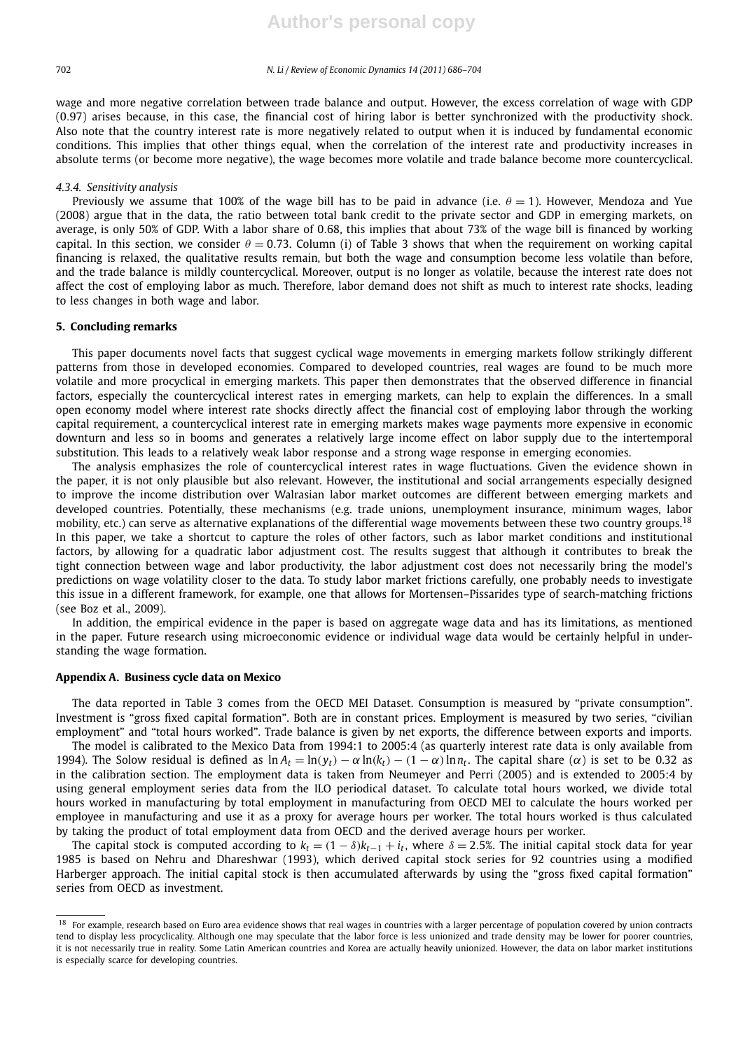wage and more negative correlation between trade balance and output. However, the excess correlation of wage with GDP (0.97) arises because, in this case, the financial cost of hiring labor is better synchronized with the productivity shock. Also note that the country interest rate is more negatively related to output when it is induced by fundamental economic conditions. This implies that other things equal, when the correlation of the interest rate and productivity increases in absolute terms (or become more negative), the wage becomes more volatile and trade balance become more countercyclical.

#### *4.3.4. Sensitivity analysis*

Previously we assume that 100% of the wage bill has to be paid in advance (i.e. $\theta = 1$). However, Mendoza and Yue (2008) argue that in the data, the ratio between total bank credit to the private sector and GDP in emerging markets, on average, is only 50% of GDP. With a labor share of 0.68, this implies that about 73% of the wage bill is financed by working capital. In this section, we consider $\theta = 0.73$. Column (i) of Table 3 shows that when the requirement on working capital financing is relaxed, the qualitative results remain, but both the wage and consumption become less volatile than before, and the trade balance is mildly countercyclical. Moreover, output is no longer as volatile, because the interest rate does not affect the cost of employing labor as much. Therefore, labor demand does not shift as much to interest rate shocks, leading to less changes in both wage and labor.

## 5. Concluding remarks

This paper documents novel facts that suggest cyclical wage movements in emerging markets follow strikingly different patterns from those in developed economies. Compared to developed countries, real wages are found to be much more volatile and more procyclical in emerging markets. This paper then demonstrates that the observed difference in financial factors, especially the countercyclical interest rates in emerging markets, can help to explain the differences. In a small open economy model where interest rate shocks directly affect the financial cost of employing labor through the working capital requirement, a countercyclical interest rate in emerging markets makes wage payments more expensive in economic downturn and less so in booms and generates a relatively large income effect on labor supply due to the intertemporal substitution. This leads to a relatively weak labor response and a strong wage response in emerging economies.

The analysis emphasizes the role of countercyclical interest rates in wage fluctuations. Given the evidence shown in the paper, it is not only plausible but also relevant. However, the institutional and social arrangements especially designed to improve the income distribution over Walrasian labor market outcomes are different between emerging markets and developed countries. Potentially, these mechanisms (e.g. trade unions, unemployment insurance, minimum wages, labor mobility, etc.) can serve as alternative explanations of the differential wage movements between these two country groups.[18] In this paper, we take a shortcut to capture the roles of other factors, such as labor market conditions and institutional factors, by allowing for a quadratic labor adjustment cost. The results suggest that although it contributes to break the tight connection between wage and labor productivity, the labor adjustment cost does not necessarily bring the model's predictions on wage volatility closer to the data. To study labor market frictions carefully, one probably needs to investigate this issue in a different framework, for example, one that allows for Mortensen–Pissarides type of search-matching frictions (see Boz et al., 2009).

In addition, the empirical evidence in the paper is based on aggregate wage data and has its limitations, as mentioned in the paper. Future research using microeconomic evidence or individual wage data would be certainly helpful in understanding the wage formation.

## Appendix A. Business cycle data on Mexico

The data reported in Table 3 comes from the OECD MEI Dataset. Consumption is measured by "private consumption". Investment is "gross fixed capital formation". Both are in constant prices. Employment is measured by two series, "civilian employment" and "total hours worked". Trade balance is given by net exports, the difference between exports and imports.

The model is calibrated to the Mexico Data from 1994:1 to 2005:4 (as quarterly interest rate data is only available from 1994). The Solow residual is defined as $\ln A_t = \ln(y_t) - \alpha \ln(k_t) - (1-\alpha)\ln n_t$. The capital share ($\alpha$) is set to be 0.32 as in the calibration section. The employment data is taken from Neumeyer and Perri (2005) and is extended to 2005:4 by using general employment series data from the ILO periodical dataset. To calculate total hours worked, we divide total hours worked in manufacturing by total employment in manufacturing from OECD MEI to calculate the hours worked per employee in manufacturing and use it as a proxy for average hours per worker. The total hours worked is thus calculated by taking the product of total employment data from OECD and the derived average hours per worker.

The capital stock is computed according to $k_t = (1-\delta)k_{t-1} + i_t$, where $\delta = 2.5\%$. The initial capital stock data for year 1985 is based on Nehru and Dhareshwar (1993), which derived capital stock series for 92 countries using a modified Harberger approach. The initial capital stock is then accumulated afterwards by using the "gross fixed capital formation" series from OECD as investment.

[18] For example, research based on Euro area evidence shows that real wages in countries with a larger percentage of population covered by union contracts tend to display less procyclicality. Although one may speculate that the labor force is less unionized and trade density may be lower for poorer countries, it is not necessarily true in reality. Some Latin American countries and Korea are actually heavily unionized. However, the data on labor market institutions is especially scarce for developing countries.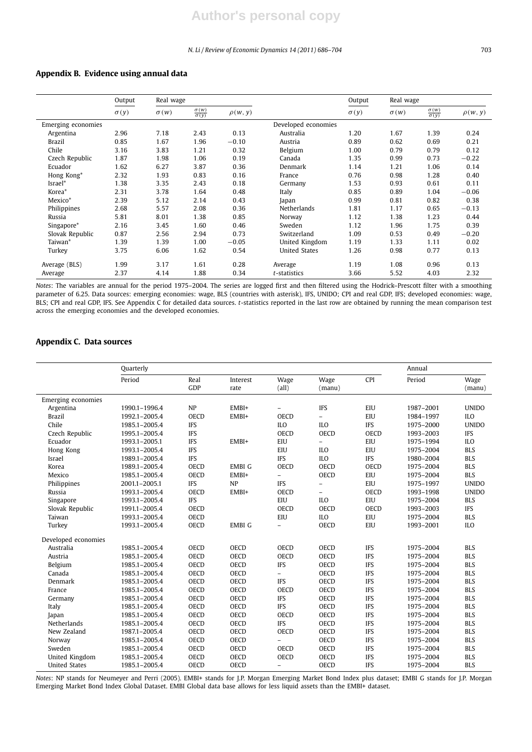## Appendix B. Evidence using annual data

| | Output | Real wage | | | | Output | Real wage | | |
|---|---|---|---|---|---|---|---|---|---|
| | $\sigma(y)$ | $\sigma(w)$ | $\frac{\sigma(w)}{\sigma(y)}$ | $\rho(w, y)$ | | $\sigma(y)$ | $\sigma(w)$ | $\frac{\sigma(w)}{\sigma(y)}$ | $\rho(w, y)$ |
| Emerging economies | | | | | Developed economies | | | | |
| Argentina | 2.96 | 7.18 | 2.43 | 0.13 | Australia | 1.20 | 1.67 | 1.39 | 0.24 |
| Brazil | 0.85 | 1.67 | 1.96 | −0.10 | Austria | 0.89 | 0.62 | 0.69 | 0.21 |
| Chile | 3.16 | 3.83 | 1.21 | 0.32 | Belgium | 1.00 | 0.79 | 0.79 | 0.12 |
| Czech Republic | 1.87 | 1.98 | 1.06 | 0.19 | Canada | 1.35 | 0.99 | 0.73 | −0.22 |
| Ecuador | 1.62 | 6.27 | 3.87 | 0.36 | Denmark | 1.14 | 1.21 | 1.06 | 0.14 |
| Hong Kong* | 2.32 | 1.93 | 0.83 | 0.16 | France | 0.76 | 0.98 | 1.28 | 0.40 |
| Israel* | 1.38 | 3.35 | 2.43 | 0.18 | Germany | 1.53 | 0.93 | 0.61 | 0.11 |
| Korea* | 2.31 | 3.78 | 1.64 | 0.48 | Italy | 0.85 | 0.89 | 1.04 | −0.06 |
| Mexico* | 2.39 | 5.12 | 2.14 | 0.43 | Japan | 0.99 | 0.81 | 0.82 | 0.38 |
| Philippines | 2.68 | 5.57 | 2.08 | 0.36 | Netherlands | 1.81 | 1.17 | 0.65 | −0.13 |
| Russia | 5.81 | 8.01 | 1.38 | 0.85 | Norway | 1.12 | 1.38 | 1.23 | 0.44 |
| Singapore* | 2.16 | 3.45 | 1.60 | 0.46 | Sweden | 1.12 | 1.96 | 1.75 | 0.39 |
| Slovak Republic | 0.87 | 2.56 | 2.94 | 0.73 | Switzerland | 1.09 | 0.53 | 0.49 | −0.20 |
| Taiwan* | 1.39 | 1.39 | 1.00 | −0.05 | United Kingdom | 1.19 | 1.33 | 1.11 | 0.02 |
| Turkey | 3.75 | 6.06 | 1.62 | 0.54 | United States | 1.26 | 0.98 | 0.77 | 0.13 |
| Average (BLS) | 1.99 | 3.17 | 1.61 | 0.28 | Average | 1.19 | 1.08 | 0.96 | 0.13 |
| Average | 2.37 | 4.14 | 1.88 | 0.34 | *t*-statistics | 3.66 | 5.52 | 4.03 | 2.32 |

*Notes*: The variables are annual for the period 1975–2004. The series are logged first and then filtered using the Hodrick–Prescott filter with a smoothing parameter of 6.25. Data sources: emerging economies: wage, BLS (countries with asterisk), IFS, UNIDO; CPI and real GDP, IFS; developed economies: wage, BLS; CPI and real GDP, IFS. See Appendix C for detailed data sources. *t*-statistics reported in the last row are obtained by running the mean comparison test across the emerging economies and the developed economies.

## Appendix C. Data sources

| | Quarterly | | | | | | Annual | |
|---|---|---|---|---|---|---|---|---|
| | Period | Real GDP | Interest rate | Wage (all) | Wage (manu) | CPI | Period | Wage (manu) |
| Emerging economies | | | | | | | | |
| Argentina | 1990.1–1996.4 | NP | EMBI+ | – | IFS | EIU | 1987–2001 | UNIDO |
| Brazil | 1992.1–2005.4 | OECD | EMBI+ | OECD | – | EIU | 1984–1997 | ILO |
| Chile | 1985.1–2005.4 | IFS | | ILO | ILO | IFS | 1975–2000 | UNIDO |
| Czech Republic | 1995.1–2005.4 | IFS | | OECD | OECD | OECD | 1993–2003 | IFS |
| Ecuador | 1993.1–2005.1 | IFS | EMBI+ | EIU | – | EIU | 1975–1994 | ILO |
| Hong Kong | 1993.1–2005.4 | IFS | | EIU | ILO | EIU | 1975–2004 | BLS |
| Israel | 1989.1–2005.4 | IFS | | IFS | ILO | IFS | 1980–2004 | BLS |
| Korea | 1989.1–2005.4 | OECD | EMBI G | OECD | OECD | OECD | 1975–2004 | BLS |
| Mexico | 1985.1–2005.4 | OECD | EMBI+ | – | OECD | EIU | 1975–2004 | BLS |
| Philippines | 2001.1–2005.1 | IFS | NP | IFS | – | EIU | 1975–1997 | UNIDO |
| Russia | 1993.1–2005.4 | OECD | EMBI+ | OECD | – | OECD | 1993–1998 | UNIDO |
| Singapore | 1993.1–2005.4 | IFS | | EIU | ILO | EIU | 1975–2004 | BLS |
| Slovak Republic | 1991.1–2005.4 | OECD | | OECD | OECD | OECD | 1993–2003 | IFS |
| Taiwan | 1993.1–2005.4 | OECD | | EIU | ILO | EIU | 1975–2004 | BLS |
| Turkey | 1993.1–2005.4 | OECD | EMBI G | – | OECD | EIU | 1993–2001 | ILO |
| Developed economies | | | | | | | | |
| Australia | 1985.1–2005.4 | OECD | OECD | OECD | OECD | IFS | 1975–2004 | BLS |
| Austria | 1985.1–2005.4 | OECD | OECD | OECD | OECD | IFS | 1975–2004 | BLS |
| Belgium | 1985.1–2005.4 | OECD | OECD | IFS | OECD | IFS | 1975–2004 | BLS |
| Canada | 1985.1–2005.4 | OECD | OECD | – | OECD | IFS | 1975–2004 | BLS |
| Denmark | 1985.1–2005.4 | OECD | OECD | IFS | OECD | IFS | 1975–2004 | BLS |
| France | 1985.1–2005.4 | OECD | OECD | OECD | OECD | IFS | 1975–2004 | BLS |
| Germany | 1985.1–2005.4 | OECD | OECD | IFS | OECD | IFS | 1975–2004 | BLS |
| Italy | 1985.1–2005.4 | OECD | OECD | IFS | OECD | IFS | 1975–2004 | BLS |
| Japan | 1985.1–2005.4 | OECD | OECD | OECD | OECD | IFS | 1975–2004 | BLS |
| Netherlands | 1985.1–2005.4 | OECD | OECD | IFS | OECD | IFS | 1975–2004 | BLS |
| New Zealand | 1987.1–2005.4 | OECD | OECD | OECD | OECD | IFS | 1975–2004 | BLS |
| Norway | 1985.1–2005.4 | OECD | OECD | – | OECD | IFS | 1975–2004 | BLS |
| Sweden | 1985.1–2005.4 | OECD | OECD | OECD | OECD | IFS | 1975–2004 | BLS |
| United Kingdom | 1985.1–2005.4 | OECD | OECD | OECD | OECD | IFS | 1975–2004 | BLS |
| United States | 1985.1–2005.4 | OECD | OECD | – | OECD | IFS | 1975–2004 | BLS |

*Notes*: NP stands for Neumeyer and Perri (2005). EMBI+ stands for J.P. Morgan Emerging Market Bond Index plus dataset; EMBI G stands for J.P. Morgan Emerging Market Bond Index Global Dataset. EMBI Global data base allows for less liquid assets than the EMBI+ dataset.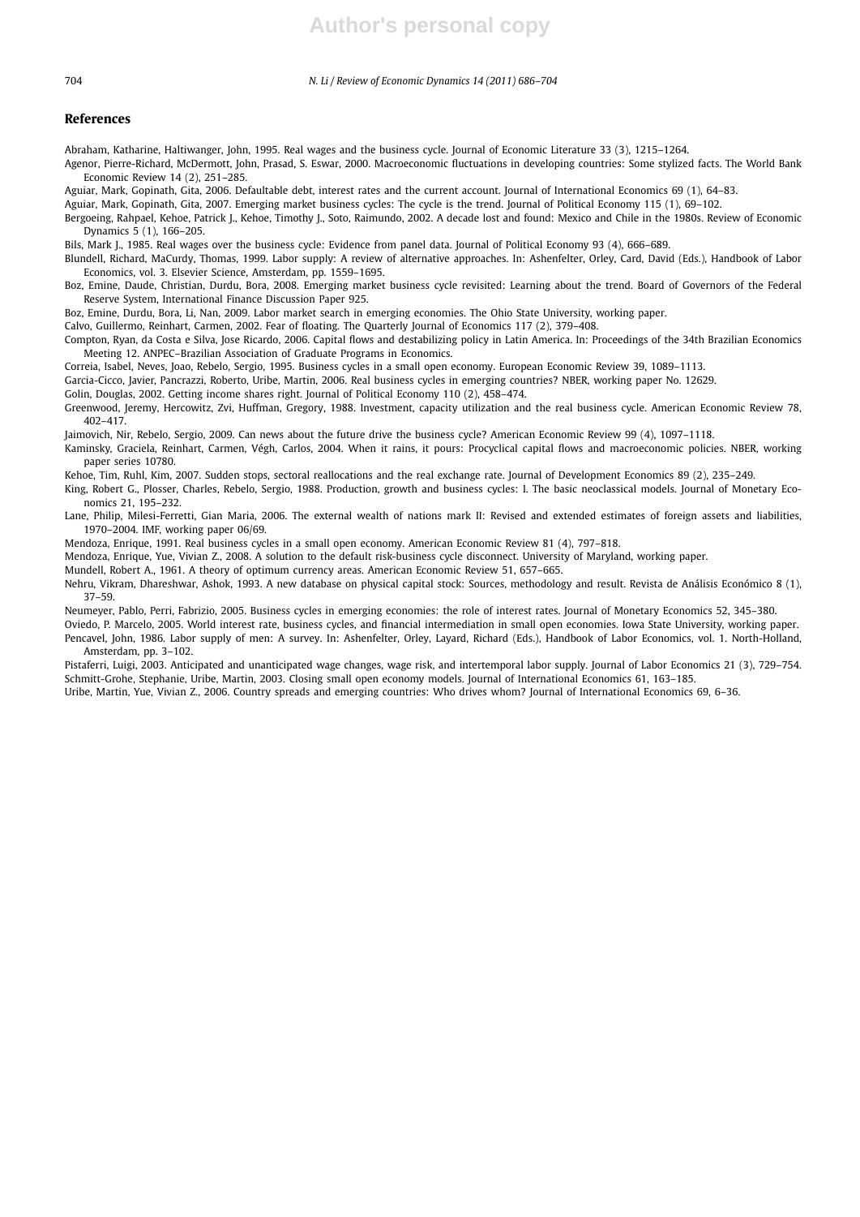## References

Abraham, Katharine, Haltiwanger, John, 1995. Real wages and the business cycle. Journal of Economic Literature 33 (3), 1215–1264.

Agenor, Pierre-Richard, McDermott, John, Prasad, S. Eswar, 2000. Macroeconomic fluctuations in developing countries: Some stylized facts. The World Bank Economic Review 14 (2), 251–285.

Aguiar, Mark, Gopinath, Gita, 2006. Defaultable debt, interest rates and the current account. Journal of International Economics 69 (1), 64–83.

Aguiar, Mark, Gopinath, Gita, 2007. Emerging market business cycles: The cycle is the trend. Journal of Political Economy 115 (1), 69–102.

Bergoeing, Rahpael, Kehoe, Patrick J., Kehoe, Timothy J., Soto, Raimundo, 2002. A decade lost and found: Mexico and Chile in the 1980s. Review of Economic Dynamics 5 (1), 166–205.

Bils, Mark J., 1985. Real wages over the business cycle: Evidence from panel data. Journal of Political Economy 93 (4), 666–689.

Blundell, Richard, MaCurdy, Thomas, 1999. Labor supply: A review of alternative approaches. In: Ashenfelter, Orley, Card, David (Eds.), Handbook of Labor Economics, vol. 3. Elsevier Science, Amsterdam, pp. 1559–1695.

Boz, Emine, Daude, Christian, Durdu, Bora, 2008. Emerging market business cycle revisited: Learning about the trend. Board of Governors of the Federal Reserve System, International Finance Discussion Paper 925.

Boz, Emine, Durdu, Bora, Li, Nan, 2009. Labor market search in emerging economies. The Ohio State University, working paper.

Calvo, Guillermo, Reinhart, Carmen, 2002. Fear of floating. The Quarterly Journal of Economics 117 (2), 379–408.

Compton, Ryan, da Costa e Silva, Jose Ricardo, 2006. Capital flows and destabilizing policy in Latin America. In: Proceedings of the 34th Brazilian Economics Meeting 12. ANPEC–Brazilian Association of Graduate Programs in Economics.

Correia, Isabel, Neves, Joao, Rebelo, Sergio, 1995. Business cycles in a small open economy. European Economic Review 39, 1089–1113.

Garcia-Cicco, Javier, Pancrazzi, Roberto, Uribe, Martin, 2006. Real business cycles in emerging countries? NBER, working paper No. 12629.

Golin, Douglas, 2002. Getting income shares right. Journal of Political Economy 110 (2), 458–474.

Greenwood, Jeremy, Hercowitz, Zvi, Huffman, Gregory, 1988. Investment, capacity utilization and the real business cycle. American Economic Review 78, 402–417.

Jaimovich, Nir, Rebelo, Sergio, 2009. Can news about the future drive the business cycle? American Economic Review 99 (4), 1097–1118.

Kaminsky, Graciela, Reinhart, Carmen, Végh, Carlos, 2004. When it rains, it pours: Procyclical capital flows and macroeconomic policies. NBER, working paper series 10780.

Kehoe, Tim, Ruhl, Kim, 2007. Sudden stops, sectoral reallocations and the real exchange rate. Journal of Development Economics 89 (2), 235–249.

King, Robert G., Plosser, Charles, Rebelo, Sergio, 1988. Production, growth and business cycles: I. The basic neoclassical models. Journal of Monetary Economics 21, 195–232.

Lane, Philip, Milesi-Ferretti, Gian Maria, 2006. The external wealth of nations mark II: Revised and extended estimates of foreign assets and liabilities, 1970–2004. IMF, working paper 06/69.

Mendoza, Enrique, 1991. Real business cycles in a small open economy. American Economic Review 81 (4), 797–818.

Mendoza, Enrique, Yue, Vivian Z., 2008. A solution to the default risk-business cycle disconnect. University of Maryland, working paper.

Mundell, Robert A., 1961. A theory of optimum currency areas. American Economic Review 51, 657–665.

Nehru, Vikram, Dhareshwar, Ashok, 1993. A new database on physical capital stock: Sources, methodology and result. Revista de Análisis Económico 8 (1), 37–59.

Neumeyer, Pablo, Perri, Fabrizio, 2005. Business cycles in emerging economies: the role of interest rates. Journal of Monetary Economics 52, 345–380.

Oviedo, P. Marcelo, 2005. World interest rate, business cycles, and financial intermediation in small open economies. Iowa State University, working paper.

Pencavel, John, 1986. Labor supply of men: A survey. In: Ashenfelter, Orley, Layard, Richard (Eds.), Handbook of Labor Economics, vol. 1. North-Holland, Amsterdam, pp. 3–102.

Pistaferri, Luigi, 2003. Anticipated and unanticipated wage changes, wage risk, and intertemporal labor supply. Journal of Labor Economics 21 (3), 729–754.

Schmitt-Grohe, Stephanie, Uribe, Martin, 2003. Closing small open economy models. Journal of International Economics 61, 163–185.

Uribe, Martin, Yue, Vivian Z., 2006. Country spreads and emerging countries: Who drives whom? Journal of International Economics 69, 6–36.